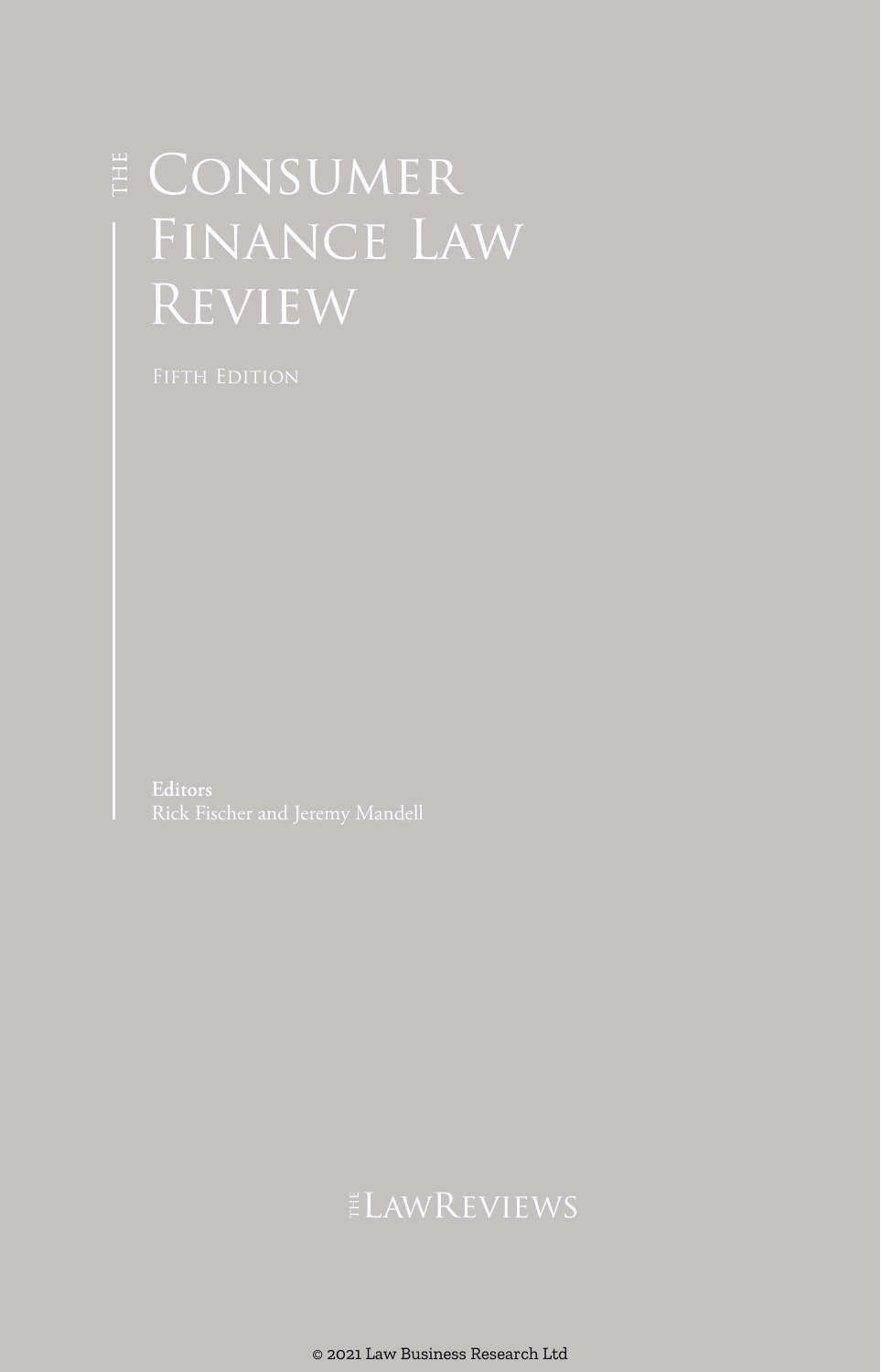# The Consumer Finance Law Review

Fifth Edition

**Editors**
Rick Fischer and Jeremy Mandell

The LawReviews

© 2021 Law Business Research Ltd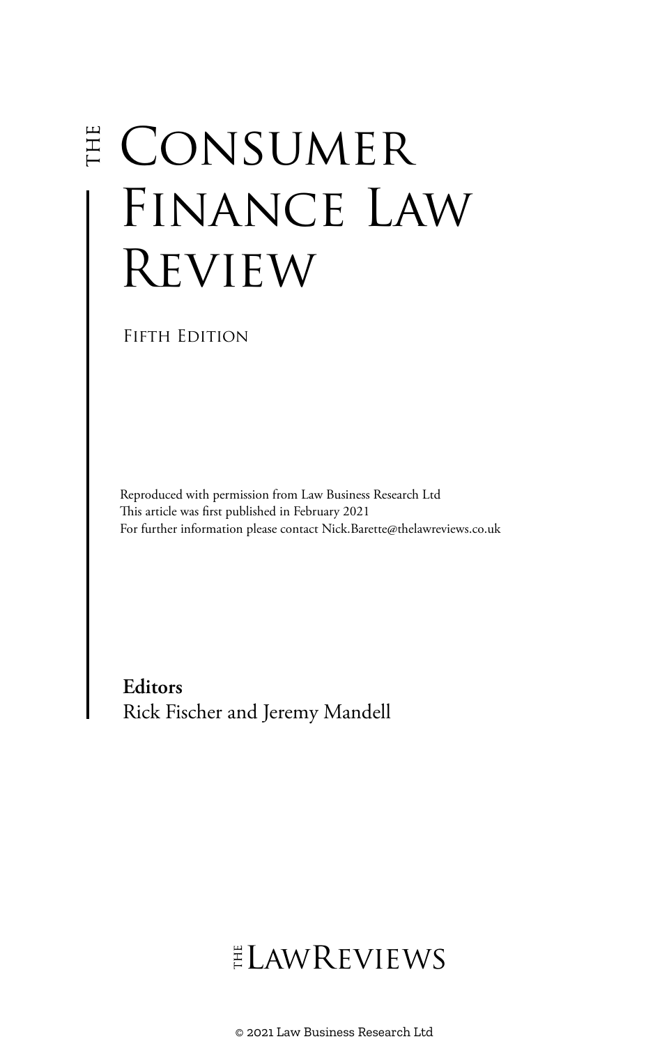# THE CONSUMER FINANCE LAW REVIEW

FIFTH EDITION

Reproduced with permission from Law Business Research Ltd
This article was first published in February 2021
For further information please contact Nick.Barette@thelawreviews.co.uk

**Editors**
Rick Fischer and Jeremy Mandell

THE LAWREVIEWS

© 2021 Law Business Research Ltd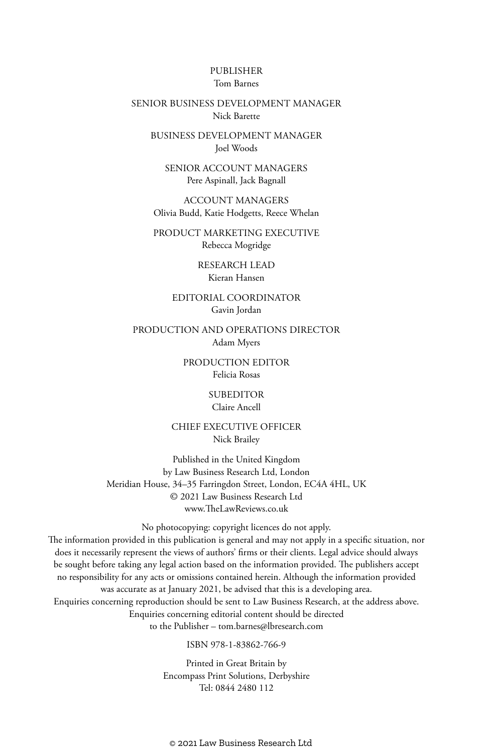PUBLISHER
Tom Barnes

SENIOR BUSINESS DEVELOPMENT MANAGER
Nick Barette

BUSINESS DEVELOPMENT MANAGER
Joel Woods

SENIOR ACCOUNT MANAGERS
Pere Aspinall, Jack Bagnall

ACCOUNT MANAGERS
Olivia Budd, Katie Hodgetts, Reece Whelan

PRODUCT MARKETING EXECUTIVE
Rebecca Mogridge

RESEARCH LEAD
Kieran Hansen

EDITORIAL COORDINATOR
Gavin Jordan

PRODUCTION AND OPERATIONS DIRECTOR
Adam Myers

PRODUCTION EDITOR
Felicia Rosas

SUBEDITOR
Claire Ancell

CHIEF EXECUTIVE OFFICER
Nick Brailey

Published in the United Kingdom
by Law Business Research Ltd, London
Meridian House, 34–35 Farringdon Street, London, EC4A 4HL, UK
© 2021 Law Business Research Ltd
www.TheLawReviews.co.uk

No photocopying: copyright licences do not apply.
The information provided in this publication is general and may not apply in a specific situation, nor does it necessarily represent the views of authors' firms or their clients. Legal advice should always be sought before taking any legal action based on the information provided. The publishers accept no responsibility for any acts or omissions contained herein. Although the information provided was accurate as at January 2021, be advised that this is a developing area.
Enquiries concerning reproduction should be sent to Law Business Research, at the address above.
Enquiries concerning editorial content should be directed to the Publisher – tom.barnes@lbresearch.com

ISBN 978-1-83862-766-9

Printed in Great Britain by
Encompass Print Solutions, Derbyshire
Tel: 0844 2480 112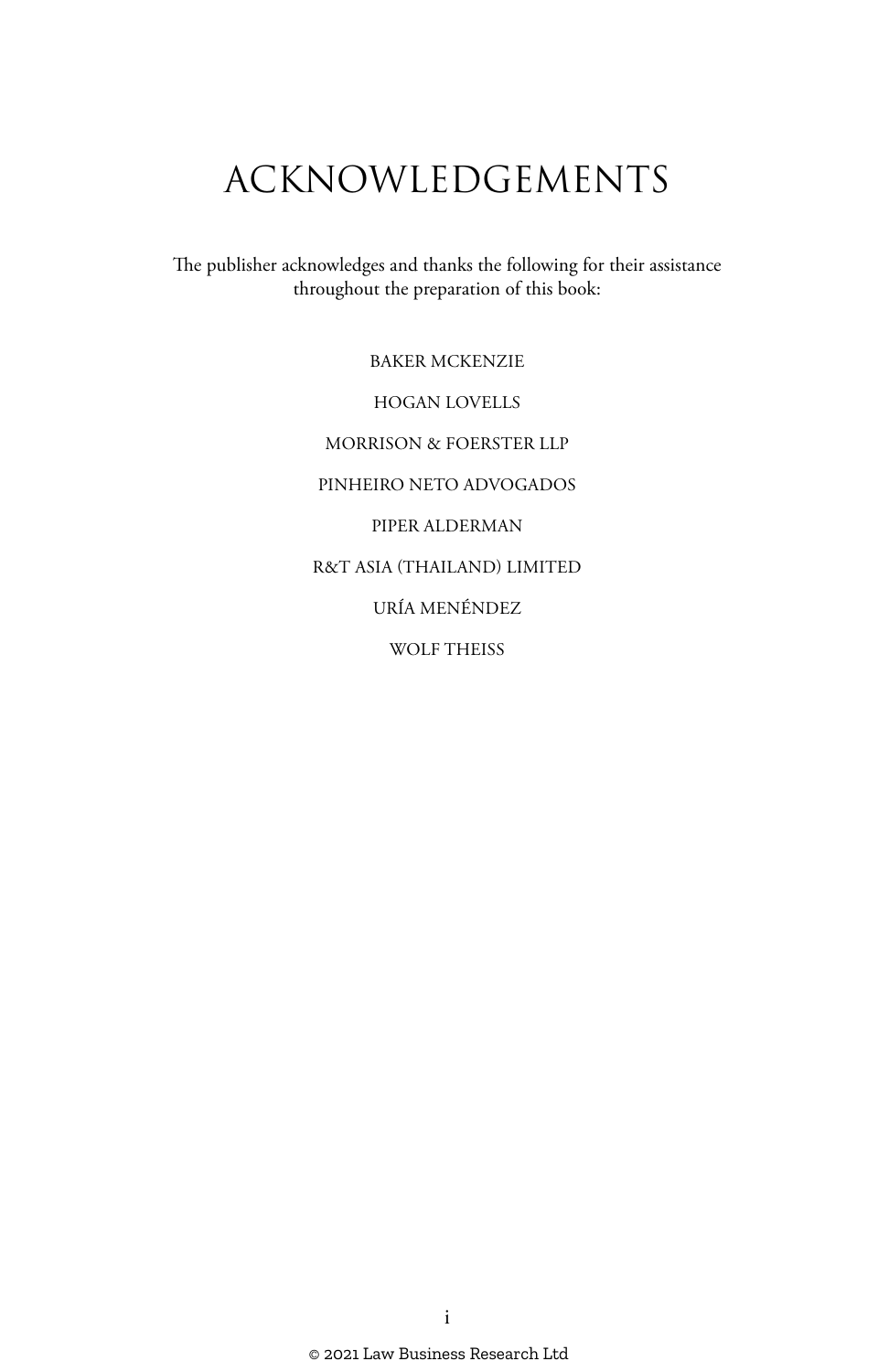# ACKNOWLEDGEMENTS

The publisher acknowledges and thanks the following for their assistance throughout the preparation of this book:

BAKER MCKENZIE

HOGAN LOVELLS

MORRISON & FOERSTER LLP

PINHEIRO NETO ADVOGADOS

PIPER ALDERMAN

R&T ASIA (THAILAND) LIMITED

URÍA MENÉNDEZ

WOLF THEISS

© 2021 Law Business Research Ltd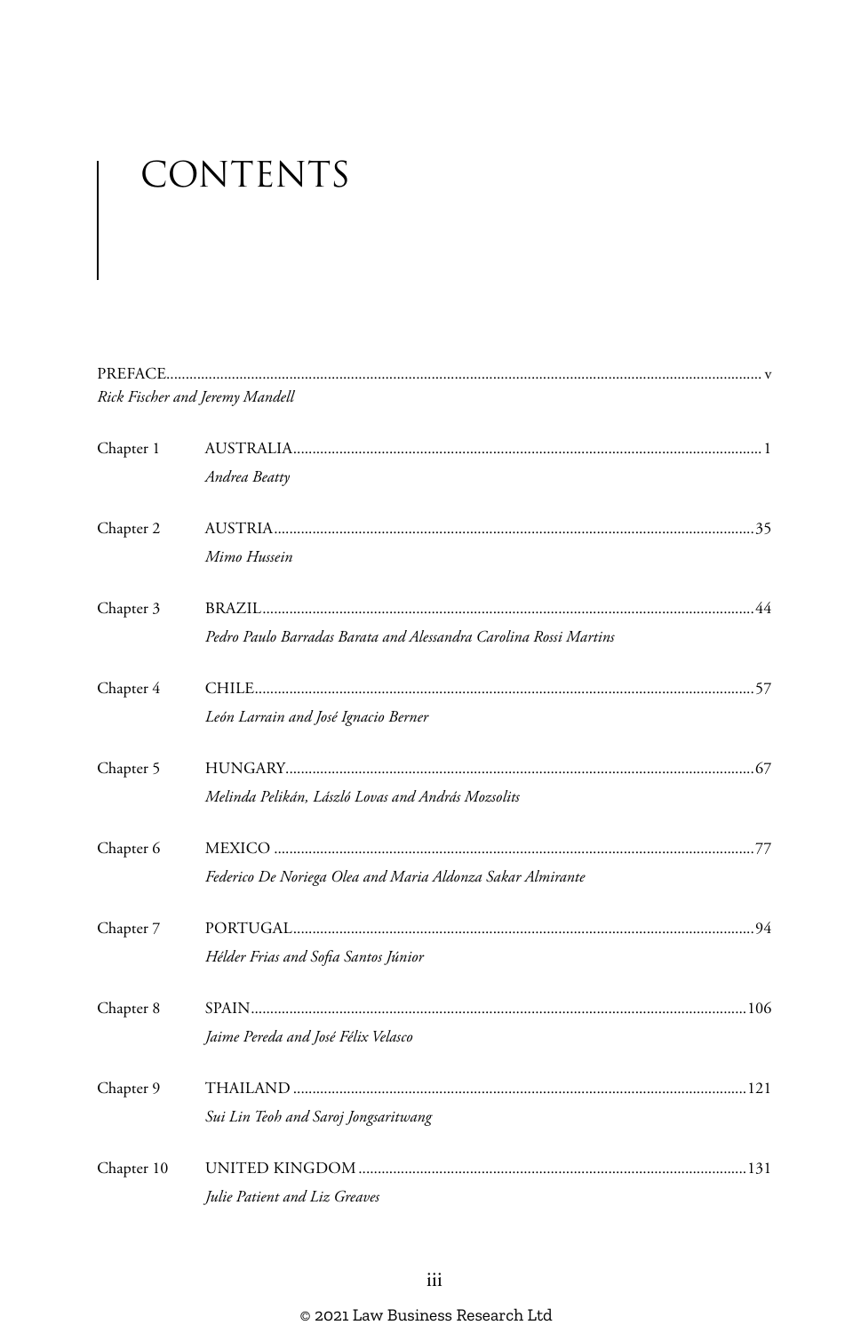# CONTENTS

PREFACE ........................................................................................................................ v
*Rick Fischer and Jeremy Mandell*

Chapter 1 AUSTRALIA ........................................................................................................ 1
*Andrea Beatty*

Chapter 2 AUSTRIA ........................................................................................................ 35
*Mimo Hussein*

Chapter 3 BRAZIL ........................................................................................................ 44
*Pedro Paulo Barradas Barata and Alessandra Carolina Rossi Martins*

Chapter 4 CHILE ........................................................................................................ 57
*León Larrain and José Ignacio Berner*

Chapter 5 HUNGARY ........................................................................................................ 67
*Melinda Pelikán, László Lovas and András Mozsolits*

Chapter 6 MEXICO ........................................................................................................ 77
*Federico De Noriega Olea and Maria Aldonza Sakar Almirante*

Chapter 7 PORTUGAL ........................................................................................................ 94
*Hélder Frias and Sofia Santos Júnior*

Chapter 8 SPAIN ........................................................................................................ 106
*Jaime Pereda and José Félix Velasco*

Chapter 9 THAILAND ........................................................................................................ 121
*Sui Lin Teoh and Saroj Jongsaritwang*

Chapter 10 UNITED KINGDOM ........................................................................................................ 131
*Julie Patient and Liz Greaves*

© 2021 Law Business Research Ltd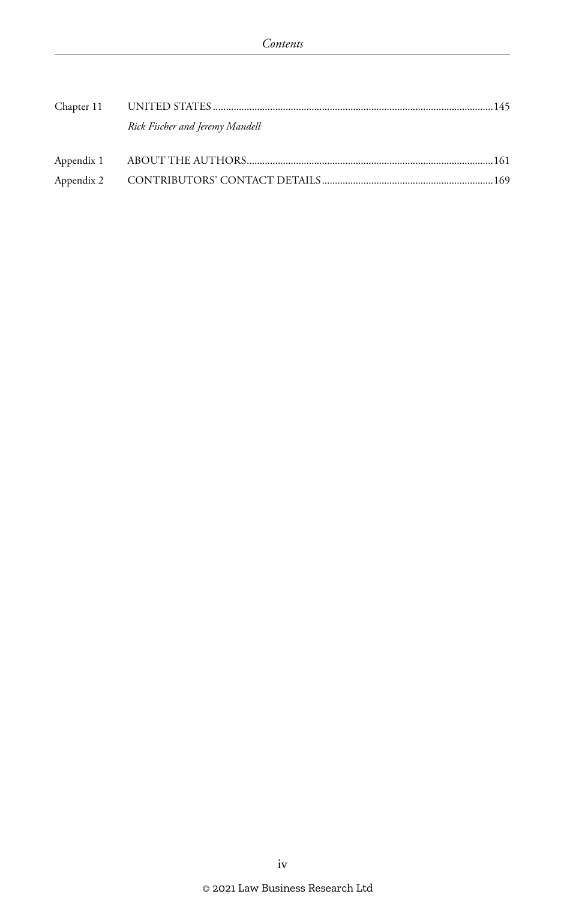Chapter 11 UNITED STATES ........................................................................................................145

*Rick Fischer and Jeremy Mandell*

Appendix 1 ABOUT THE AUTHORS...........................................................................................161

Appendix 2 CONTRIBUTORS' CONTACT DETAILS................................................................169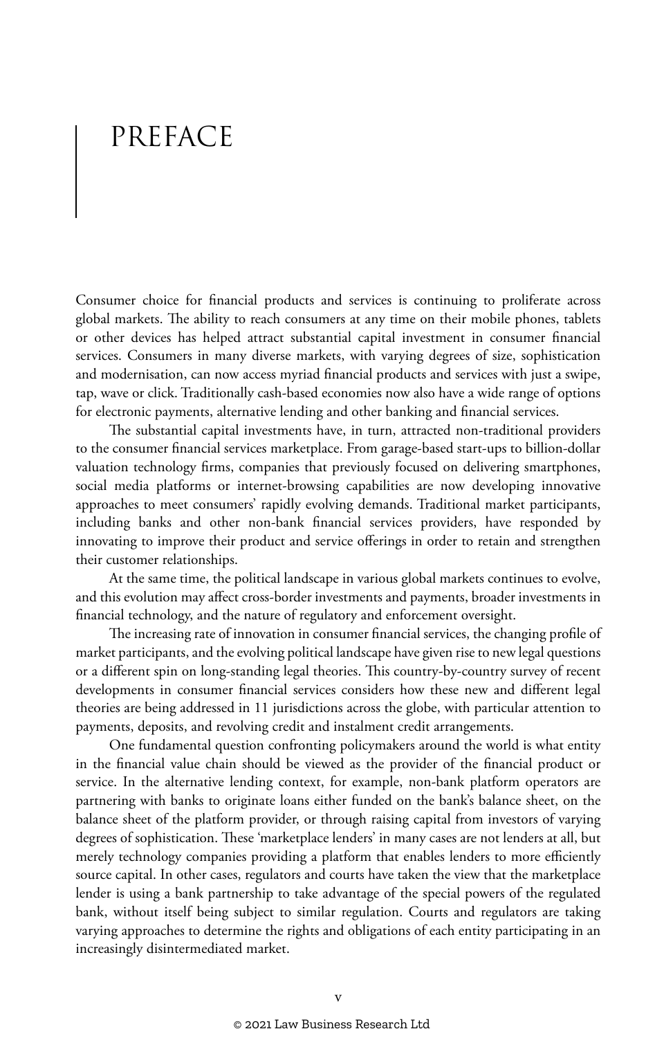# PREFACE

Consumer choice for financial products and services is continuing to proliferate across global markets. The ability to reach consumers at any time on their mobile phones, tablets or other devices has helped attract substantial capital investment in consumer financial services. Consumers in many diverse markets, with varying degrees of size, sophistication and modernisation, can now access myriad financial products and services with just a swipe, tap, wave or click. Traditionally cash-based economies now also have a wide range of options for electronic payments, alternative lending and other banking and financial services.

The substantial capital investments have, in turn, attracted non-traditional providers to the consumer financial services marketplace. From garage-based start-ups to billion-dollar valuation technology firms, companies that previously focused on delivering smartphones, social media platforms or internet-browsing capabilities are now developing innovative approaches to meet consumers' rapidly evolving demands. Traditional market participants, including banks and other non-bank financial services providers, have responded by innovating to improve their product and service offerings in order to retain and strengthen their customer relationships.

At the same time, the political landscape in various global markets continues to evolve, and this evolution may affect cross-border investments and payments, broader investments in financial technology, and the nature of regulatory and enforcement oversight.

The increasing rate of innovation in consumer financial services, the changing profile of market participants, and the evolving political landscape have given rise to new legal questions or a different spin on long-standing legal theories. This country-by-country survey of recent developments in consumer financial services considers how these new and different legal theories are being addressed in 11 jurisdictions across the globe, with particular attention to payments, deposits, and revolving credit and instalment credit arrangements.

One fundamental question confronting policymakers around the world is what entity in the financial value chain should be viewed as the provider of the financial product or service. In the alternative lending context, for example, non-bank platform operators are partnering with banks to originate loans either funded on the bank's balance sheet, on the balance sheet of the platform provider, or through raising capital from investors of varying degrees of sophistication. These 'marketplace lenders' in many cases are not lenders at all, but merely technology companies providing a platform that enables lenders to more efficiently source capital. In other cases, regulators and courts have taken the view that the marketplace lender is using a bank partnership to take advantage of the special powers of the regulated bank, without itself being subject to similar regulation. Courts and regulators are taking varying approaches to determine the rights and obligations of each entity participating in an increasingly disintermediated market.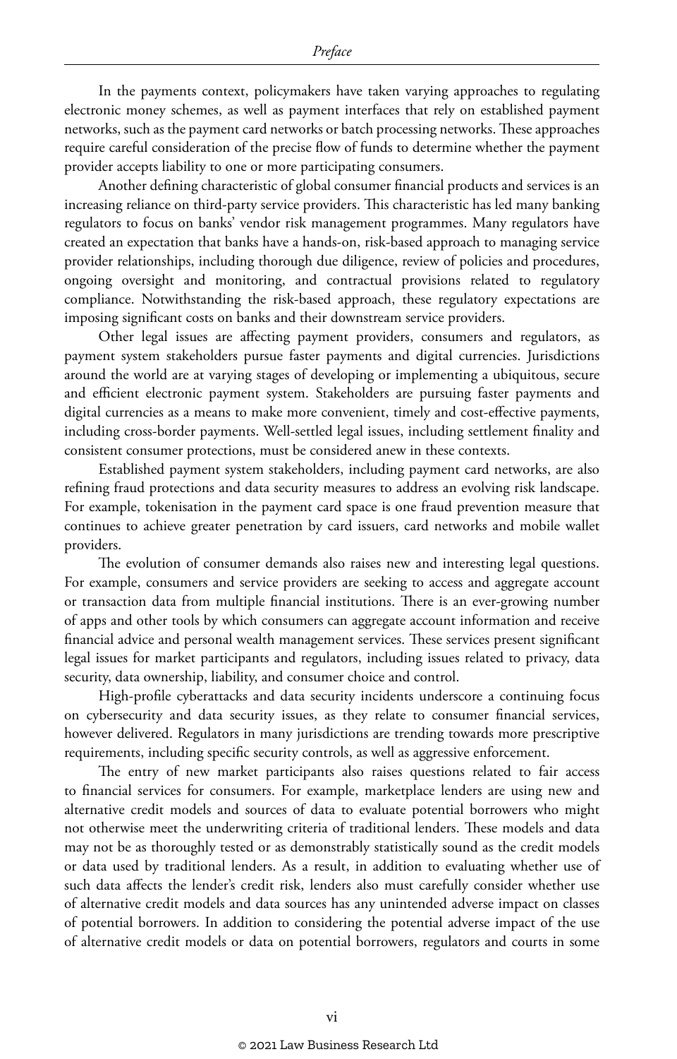In the payments context, policymakers have taken varying approaches to regulating electronic money schemes, as well as payment interfaces that rely on established payment networks, such as the payment card networks or batch processing networks. These approaches require careful consideration of the precise flow of funds to determine whether the payment provider accepts liability to one or more participating consumers.

Another defining characteristic of global consumer financial products and services is an increasing reliance on third-party service providers. This characteristic has led many banking regulators to focus on banks' vendor risk management programmes. Many regulators have created an expectation that banks have a hands-on, risk-based approach to managing service provider relationships, including thorough due diligence, review of policies and procedures, ongoing oversight and monitoring, and contractual provisions related to regulatory compliance. Notwithstanding the risk-based approach, these regulatory expectations are imposing significant costs on banks and their downstream service providers.

Other legal issues are affecting payment providers, consumers and regulators, as payment system stakeholders pursue faster payments and digital currencies. Jurisdictions around the world are at varying stages of developing or implementing a ubiquitous, secure and efficient electronic payment system. Stakeholders are pursuing faster payments and digital currencies as a means to make more convenient, timely and cost-effective payments, including cross-border payments. Well-settled legal issues, including settlement finality and consistent consumer protections, must be considered anew in these contexts.

Established payment system stakeholders, including payment card networks, are also refining fraud protections and data security measures to address an evolving risk landscape. For example, tokenisation in the payment card space is one fraud prevention measure that continues to achieve greater penetration by card issuers, card networks and mobile wallet providers.

The evolution of consumer demands also raises new and interesting legal questions. For example, consumers and service providers are seeking to access and aggregate account or transaction data from multiple financial institutions. There is an ever-growing number of apps and other tools by which consumers can aggregate account information and receive financial advice and personal wealth management services. These services present significant legal issues for market participants and regulators, including issues related to privacy, data security, data ownership, liability, and consumer choice and control.

High-profile cyberattacks and data security incidents underscore a continuing focus on cybersecurity and data security issues, as they relate to consumer financial services, however delivered. Regulators in many jurisdictions are trending towards more prescriptive requirements, including specific security controls, as well as aggressive enforcement.

The entry of new market participants also raises questions related to fair access to financial services for consumers. For example, marketplace lenders are using new and alternative credit models and sources of data to evaluate potential borrowers who might not otherwise meet the underwriting criteria of traditional lenders. These models and data may not be as thoroughly tested or as demonstrably statistically sound as the credit models or data used by traditional lenders. As a result, in addition to evaluating whether use of such data affects the lender's credit risk, lenders also must carefully consider whether use of alternative credit models and data sources has any unintended adverse impact on classes of potential borrowers. In addition to considering the potential adverse impact of the use of alternative credit models or data on potential borrowers, regulators and courts in some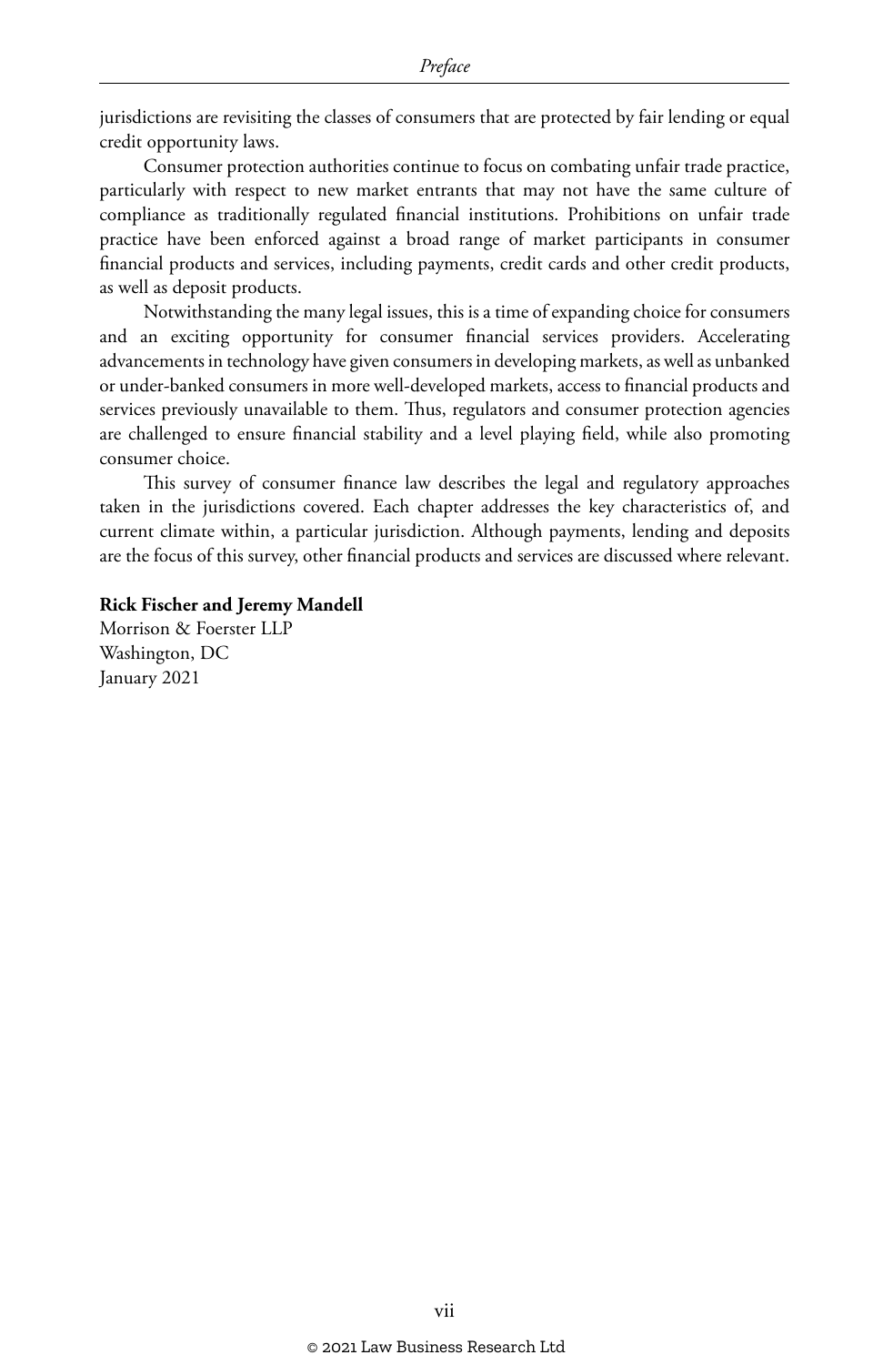jurisdictions are revisiting the classes of consumers that are protected by fair lending or equal credit opportunity laws.

Consumer protection authorities continue to focus on combating unfair trade practice, particularly with respect to new market entrants that may not have the same culture of compliance as traditionally regulated financial institutions. Prohibitions on unfair trade practice have been enforced against a broad range of market participants in consumer financial products and services, including payments, credit cards and other credit products, as well as deposit products.

Notwithstanding the many legal issues, this is a time of expanding choice for consumers and an exciting opportunity for consumer financial services providers. Accelerating advancements in technology have given consumers in developing markets, as well as unbanked or under-banked consumers in more well-developed markets, access to financial products and services previously unavailable to them. Thus, regulators and consumer protection agencies are challenged to ensure financial stability and a level playing field, while also promoting consumer choice.

This survey of consumer finance law describes the legal and regulatory approaches taken in the jurisdictions covered. Each chapter addresses the key characteristics of, and current climate within, a particular jurisdiction. Although payments, lending and deposits are the focus of this survey, other financial products and services are discussed where relevant.

**Rick Fischer and Jeremy Mandell**
Morrison & Foerster LLP
Washington, DC
January 2021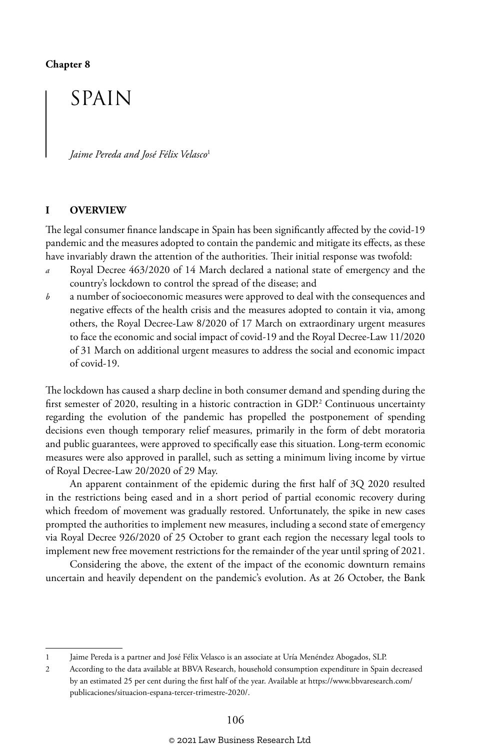Chapter 8

# SPAIN

*Jaime Pereda and José Félix Velasco*[1]

## I OVERVIEW

The legal consumer finance landscape in Spain has been significantly affected by the covid-19 pandemic and the measures adopted to contain the pandemic and mitigate its effects, as these have invariably drawn the attention of the authorities. Their initial response was twofold:

*a* Royal Decree 463/2020 of 14 March declared a national state of emergency and the country's lockdown to control the spread of the disease; and

*b* a number of socioeconomic measures were approved to deal with the consequences and negative effects of the health crisis and the measures adopted to contain it via, among others, the Royal Decree-Law 8/2020 of 17 March on extraordinary urgent measures to face the economic and social impact of covid-19 and the Royal Decree-Law 11/2020 of 31 March on additional urgent measures to address the social and economic impact of covid-19.

The lockdown has caused a sharp decline in both consumer demand and spending during the first semester of 2020, resulting in a historic contraction in GDP.[2] Continuous uncertainty regarding the evolution of the pandemic has propelled the postponement of spending decisions even though temporary relief measures, primarily in the form of debt moratoria and public guarantees, were approved to specifically ease this situation. Long-term economic measures were also approved in parallel, such as setting a minimum living income by virtue of Royal Decree-Law 20/2020 of 29 May.

An apparent containment of the epidemic during the first half of 3Q 2020 resulted in the restrictions being eased and in a short period of partial economic recovery during which freedom of movement was gradually restored. Unfortunately, the spike in new cases prompted the authorities to implement new measures, including a second state of emergency via Royal Decree 926/2020 of 25 October to grant each region the necessary legal tools to implement new free movement restrictions for the remainder of the year until spring of 2021.

Considering the above, the extent of the impact of the economic downturn remains uncertain and heavily dependent on the pandemic's evolution. As at 26 October, the Bank

---

1 Jaime Pereda is a partner and José Félix Velasco is an associate at Uría Menéndez Abogados, SLP.

2 According to the data available at BBVA Research, household consumption expenditure in Spain decreased by an estimated 25 per cent during the first half of the year. Available at https://www.bbvaresearch.com/publicaciones/situacion-espana-tercer-trimestre-2020/.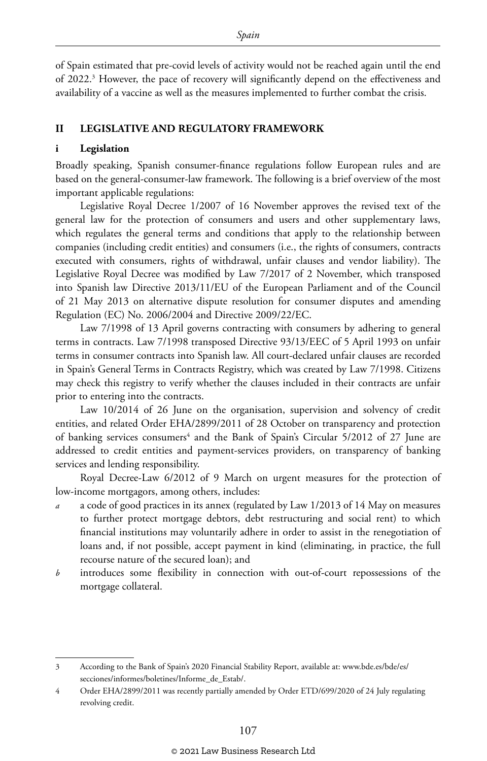of Spain estimated that pre-covid levels of activity would not be reached again until the end of 2022.[3] However, the pace of recovery will significantly depend on the effectiveness and availability of a vaccine as well as the measures implemented to further combat the crisis.

## II LEGISLATIVE AND REGULATORY FRAMEWORK

### i Legislation

Broadly speaking, Spanish consumer-finance regulations follow European rules and are based on the general-consumer-law framework. The following is a brief overview of the most important applicable regulations:

Legislative Royal Decree 1/2007 of 16 November approves the revised text of the general law for the protection of consumers and users and other supplementary laws, which regulates the general terms and conditions that apply to the relationship between companies (including credit entities) and consumers (i.e., the rights of consumers, contracts executed with consumers, rights of withdrawal, unfair clauses and vendor liability). The Legislative Royal Decree was modified by Law 7/2017 of 2 November, which transposed into Spanish law Directive 2013/11/EU of the European Parliament and of the Council of 21 May 2013 on alternative dispute resolution for consumer disputes and amending Regulation (EC) No. 2006/2004 and Directive 2009/22/EC.

Law 7/1998 of 13 April governs contracting with consumers by adhering to general terms in contracts. Law 7/1998 transposed Directive 93/13/EEC of 5 April 1993 on unfair terms in consumer contracts into Spanish law. All court-declared unfair clauses are recorded in Spain's General Terms in Contracts Registry, which was created by Law 7/1998. Citizens may check this registry to verify whether the clauses included in their contracts are unfair prior to entering into the contracts.

Law 10/2014 of 26 June on the organisation, supervision and solvency of credit entities, and related Order EHA/2899/2011 of 28 October on transparency and protection of banking services consumers[4] and the Bank of Spain's Circular 5/2012 of 27 June are addressed to credit entities and payment-services providers, on transparency of banking services and lending responsibility.

Royal Decree-Law 6/2012 of 9 March on urgent measures for the protection of low-income mortgagors, among others, includes:

*a* a code of good practices in its annex (regulated by Law 1/2013 of 14 May on measures to further protect mortgage debtors, debt restructuring and social rent) to which financial institutions may voluntarily adhere in order to assist in the renegotiation of loans and, if not possible, accept payment in kind (eliminating, in practice, the full recourse nature of the secured loan); and

*b* introduces some flexibility in connection with out-of-court repossessions of the mortgage collateral.

---

3 According to the Bank of Spain's 2020 Financial Stability Report, available at: www.bde.es/bde/es/secciones/informes/boletines/Informe_de_Estab/.

4 Order EHA/2899/2011 was recently partially amended by Order ETD/699/2020 of 24 July regulating revolving credit.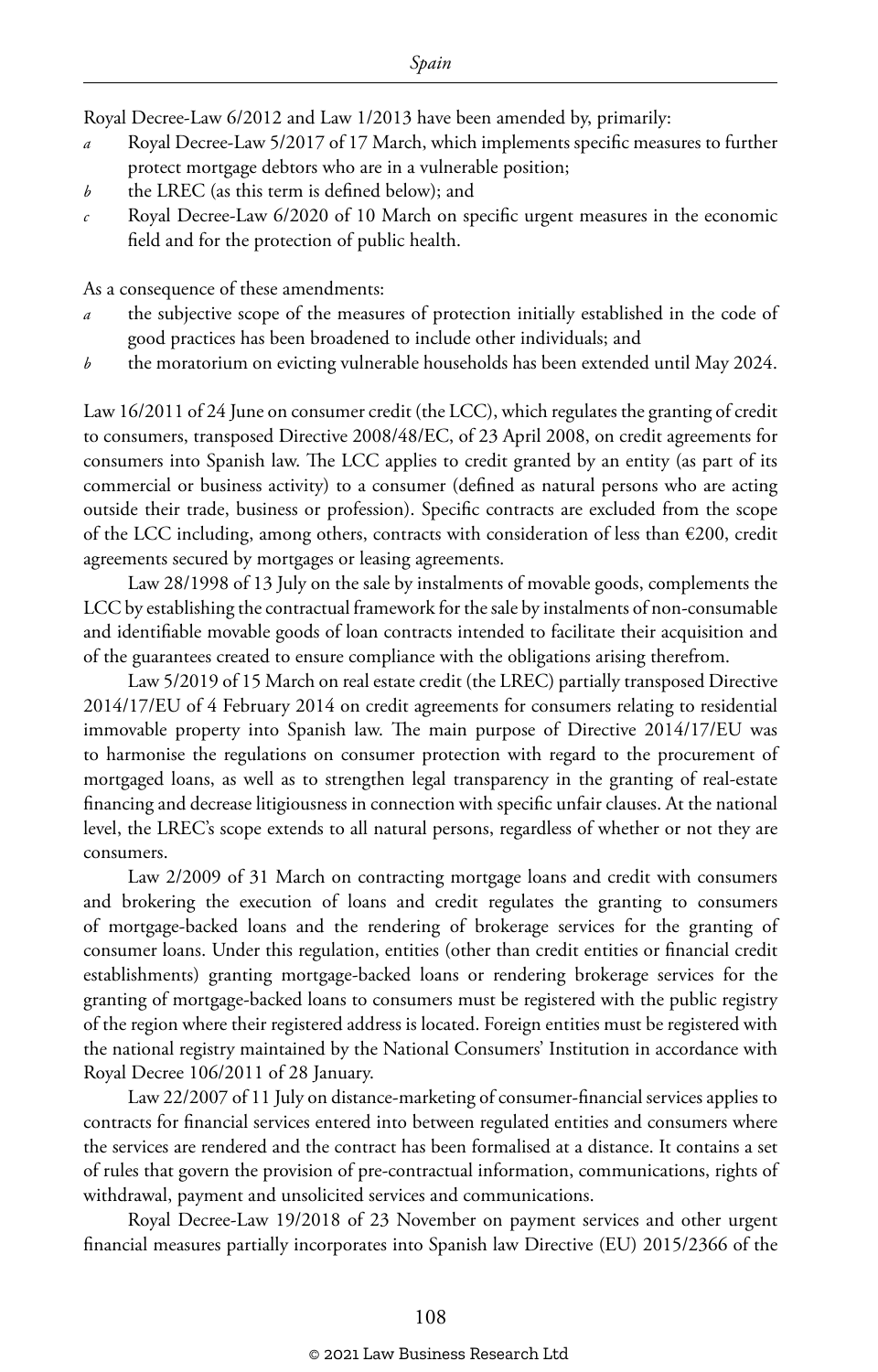Royal Decree-Law 6/2012 and Law 1/2013 have been amended by, primarily:

*a* Royal Decree-Law 5/2017 of 17 March, which implements specific measures to further protect mortgage debtors who are in a vulnerable position;

*b* the LREC (as this term is defined below); and

*c* Royal Decree-Law 6/2020 of 10 March on specific urgent measures in the economic field and for the protection of public health.

As a consequence of these amendments:

*a* the subjective scope of the measures of protection initially established in the code of good practices has been broadened to include other individuals; and

*b* the moratorium on evicting vulnerable households has been extended until May 2024.

Law 16/2011 of 24 June on consumer credit (the LCC), which regulates the granting of credit to consumers, transposed Directive 2008/48/EC, of 23 April 2008, on credit agreements for consumers into Spanish law. The LCC applies to credit granted by an entity (as part of its commercial or business activity) to a consumer (defined as natural persons who are acting outside their trade, business or profession). Specific contracts are excluded from the scope of the LCC including, among others, contracts with consideration of less than €200, credit agreements secured by mortgages or leasing agreements.

Law 28/1998 of 13 July on the sale by instalments of movable goods, complements the LCC by establishing the contractual framework for the sale by instalments of non-consumable and identifiable movable goods of loan contracts intended to facilitate their acquisition and of the guarantees created to ensure compliance with the obligations arising therefrom.

Law 5/2019 of 15 March on real estate credit (the LREC) partially transposed Directive 2014/17/EU of 4 February 2014 on credit agreements for consumers relating to residential immovable property into Spanish law. The main purpose of Directive 2014/17/EU was to harmonise the regulations on consumer protection with regard to the procurement of mortgaged loans, as well as to strengthen legal transparency in the granting of real-estate financing and decrease litigiousness in connection with specific unfair clauses. At the national level, the LREC's scope extends to all natural persons, regardless of whether or not they are consumers.

Law 2/2009 of 31 March on contracting mortgage loans and credit with consumers and brokering the execution of loans and credit regulates the granting to consumers of mortgage-backed loans and the rendering of brokerage services for the granting of consumer loans. Under this regulation, entities (other than credit entities or financial credit establishments) granting mortgage-backed loans or rendering brokerage services for the granting of mortgage-backed loans to consumers must be registered with the public registry of the region where their registered address is located. Foreign entities must be registered with the national registry maintained by the National Consumers' Institution in accordance with Royal Decree 106/2011 of 28 January.

Law 22/2007 of 11 July on distance-marketing of consumer-financial services applies to contracts for financial services entered into between regulated entities and consumers where the services are rendered and the contract has been formalised at a distance. It contains a set of rules that govern the provision of pre-contractual information, communications, rights of withdrawal, payment and unsolicited services and communications.

Royal Decree-Law 19/2018 of 23 November on payment services and other urgent financial measures partially incorporates into Spanish law Directive (EU) 2015/2366 of the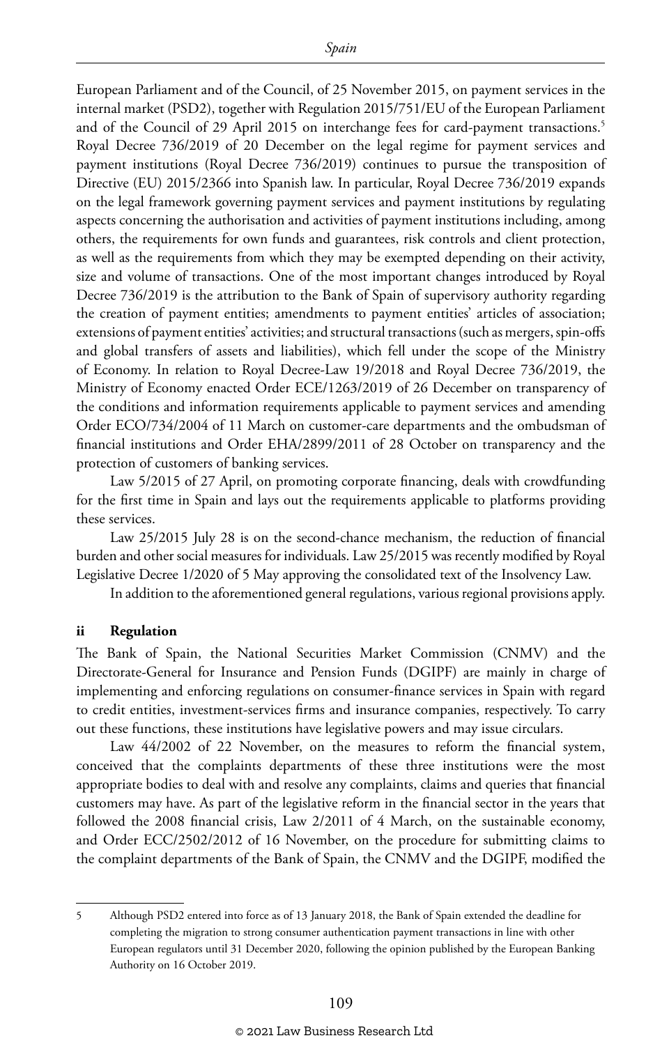European Parliament and of the Council, of 25 November 2015, on payment services in the internal market (PSD2), together with Regulation 2015/751/EU of the European Parliament and of the Council of 29 April 2015 on interchange fees for card-payment transactions.[5] Royal Decree 736/2019 of 20 December on the legal regime for payment services and payment institutions (Royal Decree 736/2019) continues to pursue the transposition of Directive (EU) 2015/2366 into Spanish law. In particular, Royal Decree 736/2019 expands on the legal framework governing payment services and payment institutions by regulating aspects concerning the authorisation and activities of payment institutions including, among others, the requirements for own funds and guarantees, risk controls and client protection, as well as the requirements from which they may be exempted depending on their activity, size and volume of transactions. One of the most important changes introduced by Royal Decree 736/2019 is the attribution to the Bank of Spain of supervisory authority regarding the creation of payment entities; amendments to payment entities' articles of association; extensions of payment entities' activities; and structural transactions (such as mergers, spin-offs and global transfers of assets and liabilities), which fell under the scope of the Ministry of Economy. In relation to Royal Decree-Law 19/2018 and Royal Decree 736/2019, the Ministry of Economy enacted Order ECE/1263/2019 of 26 December on transparency of the conditions and information requirements applicable to payment services and amending Order ECO/734/2004 of 11 March on customer-care departments and the ombudsman of financial institutions and Order EHA/2899/2011 of 28 October on transparency and the protection of customers of banking services.

Law 5/2015 of 27 April, on promoting corporate financing, deals with crowdfunding for the first time in Spain and lays out the requirements applicable to platforms providing these services.

Law 25/2015 July 28 is on the second-chance mechanism, the reduction of financial burden and other social measures for individuals. Law 25/2015 was recently modified by Royal Legislative Decree 1/2020 of 5 May approving the consolidated text of the Insolvency Law.

In addition to the aforementioned general regulations, various regional provisions apply.

### ii Regulation

The Bank of Spain, the National Securities Market Commission (CNMV) and the Directorate-General for Insurance and Pension Funds (DGIPF) are mainly in charge of implementing and enforcing regulations on consumer-finance services in Spain with regard to credit entities, investment-services firms and insurance companies, respectively. To carry out these functions, these institutions have legislative powers and may issue circulars.

Law 44/2002 of 22 November, on the measures to reform the financial system, conceived that the complaints departments of these three institutions were the most appropriate bodies to deal with and resolve any complaints, claims and queries that financial customers may have. As part of the legislative reform in the financial sector in the years that followed the 2008 financial crisis, Law 2/2011 of 4 March, on the sustainable economy, and Order ECC/2502/2012 of 16 November, on the procedure for submitting claims to the complaint departments of the Bank of Spain, the CNMV and the DGIPF, modified the

---

5 Although PSD2 entered into force as of 13 January 2018, the Bank of Spain extended the deadline for completing the migration to strong consumer authentication payment transactions in line with other European regulators until 31 December 2020, following the opinion published by the European Banking Authority on 16 October 2019.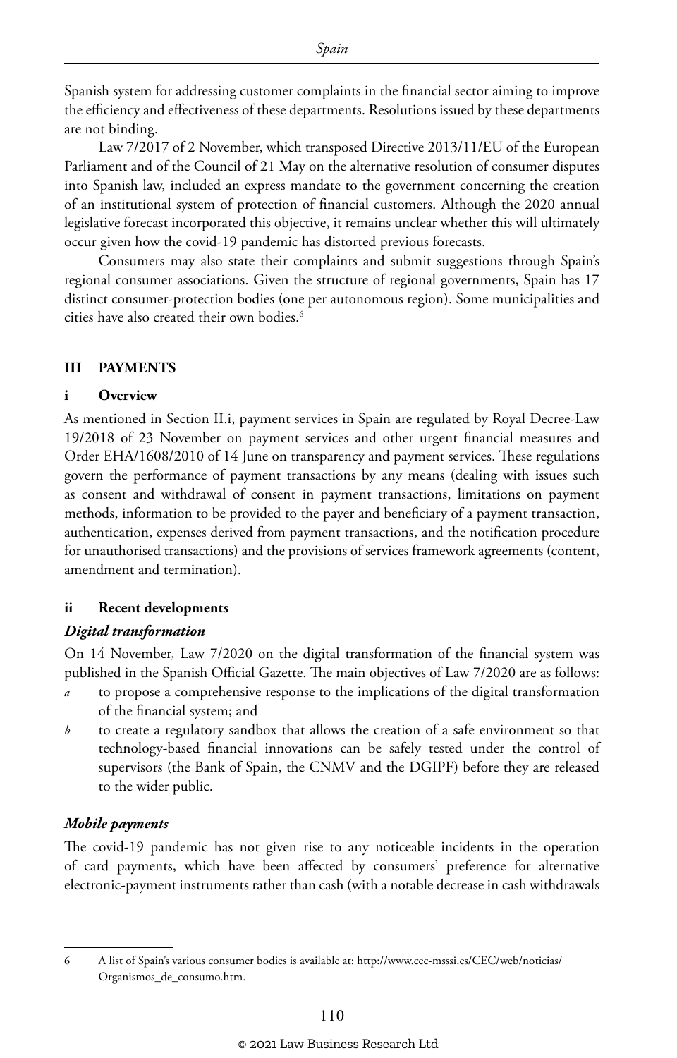Spanish system for addressing customer complaints in the financial sector aiming to improve the efficiency and effectiveness of these departments. Resolutions issued by these departments are not binding.

Law 7/2017 of 2 November, which transposed Directive 2013/11/EU of the European Parliament and of the Council of 21 May on the alternative resolution of consumer disputes into Spanish law, included an express mandate to the government concerning the creation of an institutional system of protection of financial customers. Although the 2020 annual legislative forecast incorporated this objective, it remains unclear whether this will ultimately occur given how the covid-19 pandemic has distorted previous forecasts.

Consumers may also state their complaints and submit suggestions through Spain's regional consumer associations. Given the structure of regional governments, Spain has 17 distinct consumer-protection bodies (one per autonomous region). Some municipalities and cities have also created their own bodies.[6]

## III PAYMENTS

### i Overview

As mentioned in Section II.i, payment services in Spain are regulated by Royal Decree-Law 19/2018 of 23 November on payment services and other urgent financial measures and Order EHA/1608/2010 of 14 June on transparency and payment services. These regulations govern the performance of payment transactions by any means (dealing with issues such as consent and withdrawal of consent in payment transactions, limitations on payment methods, information to be provided to the payer and beneficiary of a payment transaction, authentication, expenses derived from payment transactions, and the notification procedure for unauthorised transactions) and the provisions of services framework agreements (content, amendment and termination).

### ii Recent developments

#### *Digital transformation*

On 14 November, Law 7/2020 on the digital transformation of the financial system was published in the Spanish Official Gazette. The main objectives of Law 7/2020 are as follows:

*a* to propose a comprehensive response to the implications of the digital transformation of the financial system; and

*b* to create a regulatory sandbox that allows the creation of a safe environment so that technology-based financial innovations can be safely tested under the control of supervisors (the Bank of Spain, the CNMV and the DGIPF) before they are released to the wider public.

#### *Mobile payments*

The covid-19 pandemic has not given rise to any noticeable incidents in the operation of card payments, which have been affected by consumers' preference for alternative electronic-payment instruments rather than cash (with a notable decrease in cash withdrawals

---

6 A list of Spain's various consumer bodies is available at: http://www.cec-msssi.es/CEC/web/noticias/Organismos_de_consumo.htm.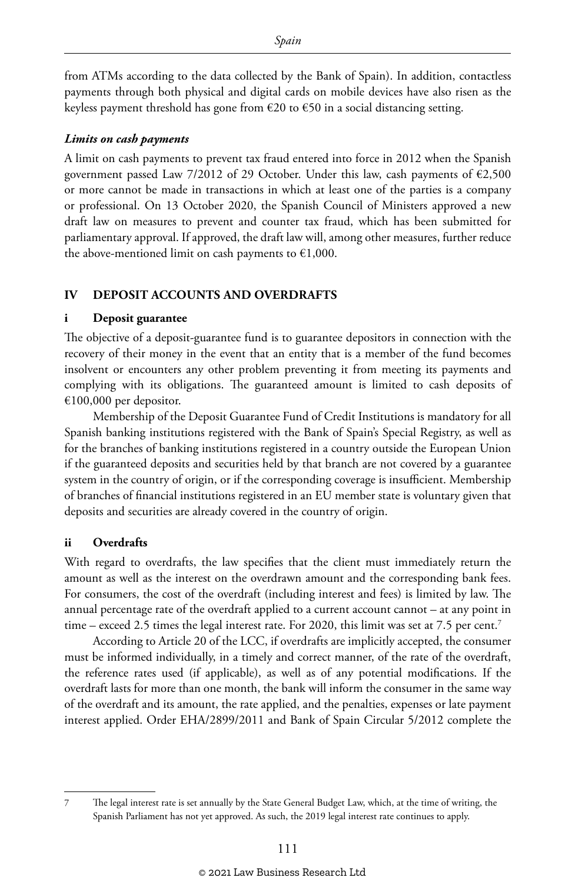from ATMs according to the data collected by the Bank of Spain). In addition, contactless payments through both physical and digital cards on mobile devices have also risen as the keyless payment threshold has gone from €20 to €50 in a social distancing setting.

***Limits on cash payments***

A limit on cash payments to prevent tax fraud entered into force in 2012 when the Spanish government passed Law 7/2012 of 29 October. Under this law, cash payments of €2,500 or more cannot be made in transactions in which at least one of the parties is a company or professional. On 13 October 2020, the Spanish Council of Ministers approved a new draft law on measures to prevent and counter tax fraud, which has been submitted for parliamentary approval. If approved, the draft law will, among other measures, further reduce the above-mentioned limit on cash payments to €1,000.

## IV DEPOSIT ACCOUNTS AND OVERDRAFTS

### i Deposit guarantee

The objective of a deposit-guarantee fund is to guarantee depositors in connection with the recovery of their money in the event that an entity that is a member of the fund becomes insolvent or encounters any other problem preventing it from meeting its payments and complying with its obligations. The guaranteed amount is limited to cash deposits of €100,000 per depositor.

Membership of the Deposit Guarantee Fund of Credit Institutions is mandatory for all Spanish banking institutions registered with the Bank of Spain's Special Registry, as well as for the branches of banking institutions registered in a country outside the European Union if the guaranteed deposits and securities held by that branch are not covered by a guarantee system in the country of origin, or if the corresponding coverage is insufficient. Membership of branches of financial institutions registered in an EU member state is voluntary given that deposits and securities are already covered in the country of origin.

### ii Overdrafts

With regard to overdrafts, the law specifies that the client must immediately return the amount as well as the interest on the overdrawn amount and the corresponding bank fees. For consumers, the cost of the overdraft (including interest and fees) is limited by law. The annual percentage rate of the overdraft applied to a current account cannot – at any point in time – exceed 2.5 times the legal interest rate. For 2020, this limit was set at 7.5 per cent.[7]

According to Article 20 of the LCC, if overdrafts are implicitly accepted, the consumer must be informed individually, in a timely and correct manner, of the rate of the overdraft, the reference rates used (if applicable), as well as of any potential modifications. If the overdraft lasts for more than one month, the bank will inform the consumer in the same way of the overdraft and its amount, the rate applied, and the penalties, expenses or late payment interest applied. Order EHA/2899/2011 and Bank of Spain Circular 5/2012 complete the

---

7 The legal interest rate is set annually by the State General Budget Law, which, at the time of writing, the Spanish Parliament has not yet approved. As such, the 2019 legal interest rate continues to apply.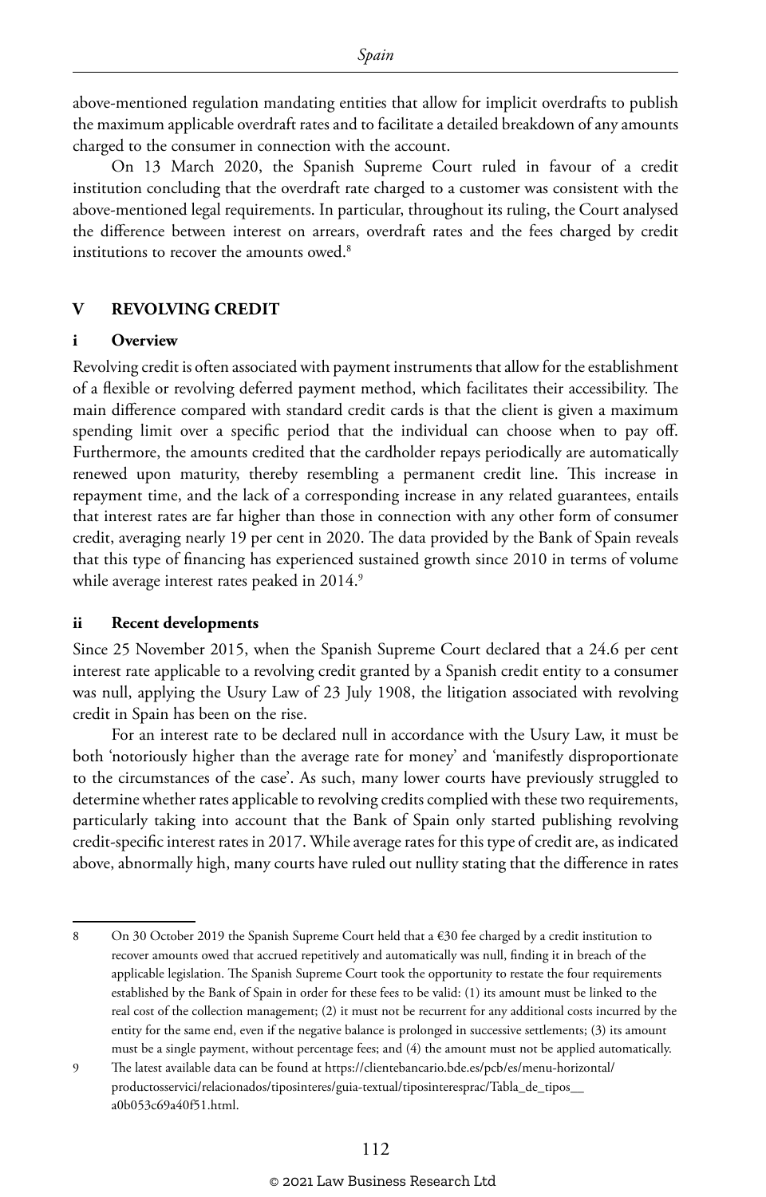above-mentioned regulation mandating entities that allow for implicit overdrafts to publish the maximum applicable overdraft rates and to facilitate a detailed breakdown of any amounts charged to the consumer in connection with the account.

On 13 March 2020, the Spanish Supreme Court ruled in favour of a credit institution concluding that the overdraft rate charged to a customer was consistent with the above-mentioned legal requirements. In particular, throughout its ruling, the Court analysed the difference between interest on arrears, overdraft rates and the fees charged by credit institutions to recover the amounts owed.[8]

## V REVOLVING CREDIT

### i Overview

Revolving credit is often associated with payment instruments that allow for the establishment of a flexible or revolving deferred payment method, which facilitates their accessibility. The main difference compared with standard credit cards is that the client is given a maximum spending limit over a specific period that the individual can choose when to pay off. Furthermore, the amounts credited that the cardholder repays periodically are automatically renewed upon maturity, thereby resembling a permanent credit line. This increase in repayment time, and the lack of a corresponding increase in any related guarantees, entails that interest rates are far higher than those in connection with any other form of consumer credit, averaging nearly 19 per cent in 2020. The data provided by the Bank of Spain reveals that this type of financing has experienced sustained growth since 2010 in terms of volume while average interest rates peaked in 2014.[9]

### ii Recent developments

Since 25 November 2015, when the Spanish Supreme Court declared that a 24.6 per cent interest rate applicable to a revolving credit granted by a Spanish credit entity to a consumer was null, applying the Usury Law of 23 July 1908, the litigation associated with revolving credit in Spain has been on the rise.

For an interest rate to be declared null in accordance with the Usury Law, it must be both 'notoriously higher than the average rate for money' and 'manifestly disproportionate to the circumstances of the case'. As such, many lower courts have previously struggled to determine whether rates applicable to revolving credits complied with these two requirements, particularly taking into account that the Bank of Spain only started publishing revolving credit-specific interest rates in 2017. While average rates for this type of credit are, as indicated above, abnormally high, many courts have ruled out nullity stating that the difference in rates

---

8 On 30 October 2019 the Spanish Supreme Court held that a €30 fee charged by a credit institution to recover amounts owed that accrued repetitively and automatically was null, finding it in breach of the applicable legislation. The Spanish Supreme Court took the opportunity to restate the four requirements established by the Bank of Spain in order for these fees to be valid: (1) its amount must be linked to the real cost of the collection management; (2) it must not be recurrent for any additional costs incurred by the entity for the same end, even if the negative balance is prolonged in successive settlements; (3) its amount must be a single payment, without percentage fees; and (4) the amount must not be applied automatically.

9 The latest available data can be found at https://clientebancario.bde.es/pcb/es/menu-horizontal/productosservici/relacionados/tiposinteres/guia-textual/tiposinteresprac/Tabla_de_tipos__a0b053c69a40f51.html.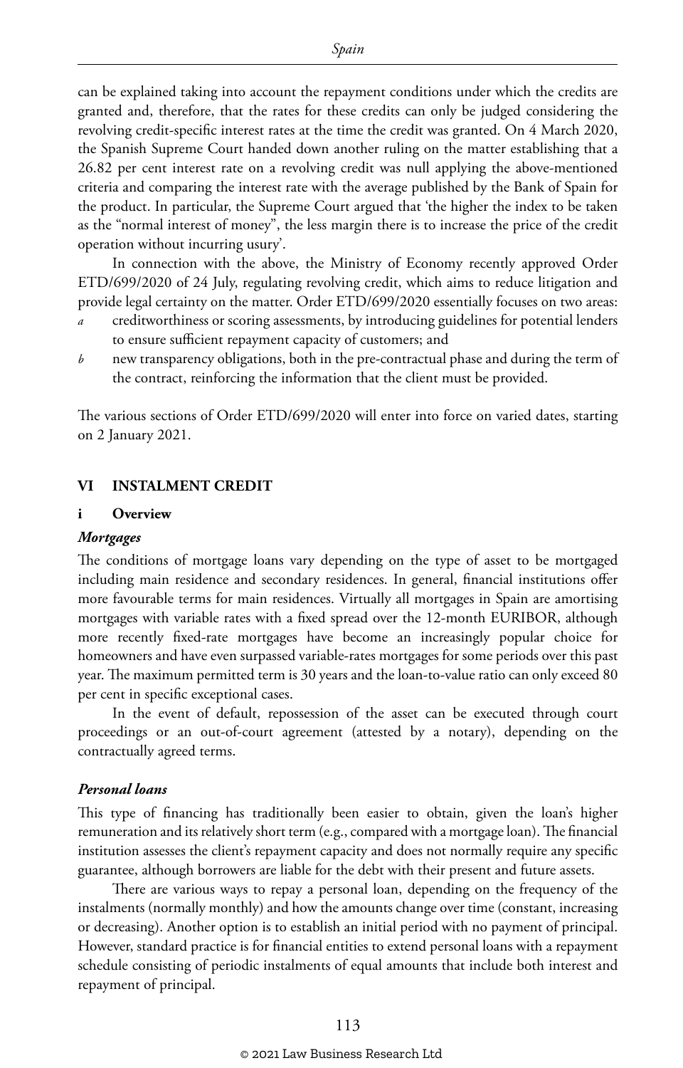can be explained taking into account the repayment conditions under which the credits are granted and, therefore, that the rates for these credits can only be judged considering the revolving credit-specific interest rates at the time the credit was granted. On 4 March 2020, the Spanish Supreme Court handed down another ruling on the matter establishing that a 26.82 per cent interest rate on a revolving credit was null applying the above-mentioned criteria and comparing the interest rate with the average published by the Bank of Spain for the product. In particular, the Supreme Court argued that 'the higher the index to be taken as the "normal interest of money", the less margin there is to increase the price of the credit operation without incurring usury'.

In connection with the above, the Ministry of Economy recently approved Order ETD/699/2020 of 24 July, regulating revolving credit, which aims to reduce litigation and provide legal certainty on the matter. Order ETD/699/2020 essentially focuses on two areas:

*a* creditworthiness or scoring assessments, by introducing guidelines for potential lenders to ensure sufficient repayment capacity of customers; and

*b* new transparency obligations, both in the pre-contractual phase and during the term of the contract, reinforcing the information that the client must be provided.

The various sections of Order ETD/699/2020 will enter into force on varied dates, starting on 2 January 2021.

## VI INSTALMENT CREDIT

### i Overview

#### *Mortgages*

The conditions of mortgage loans vary depending on the type of asset to be mortgaged including main residence and secondary residences. In general, financial institutions offer more favourable terms for main residences. Virtually all mortgages in Spain are amortising mortgages with variable rates with a fixed spread over the 12-month EURIBOR, although more recently fixed-rate mortgages have become an increasingly popular choice for homeowners and have even surpassed variable-rates mortgages for some periods over this past year. The maximum permitted term is 30 years and the loan-to-value ratio can only exceed 80 per cent in specific exceptional cases.

In the event of default, repossession of the asset can be executed through court proceedings or an out-of-court agreement (attested by a notary), depending on the contractually agreed terms.

#### *Personal loans*

This type of financing has traditionally been easier to obtain, given the loan's higher remuneration and its relatively short term (e.g., compared with a mortgage loan). The financial institution assesses the client's repayment capacity and does not normally require any specific guarantee, although borrowers are liable for the debt with their present and future assets.

There are various ways to repay a personal loan, depending on the frequency of the instalments (normally monthly) and how the amounts change over time (constant, increasing or decreasing). Another option is to establish an initial period with no payment of principal. However, standard practice is for financial entities to extend personal loans with a repayment schedule consisting of periodic instalments of equal amounts that include both interest and repayment of principal.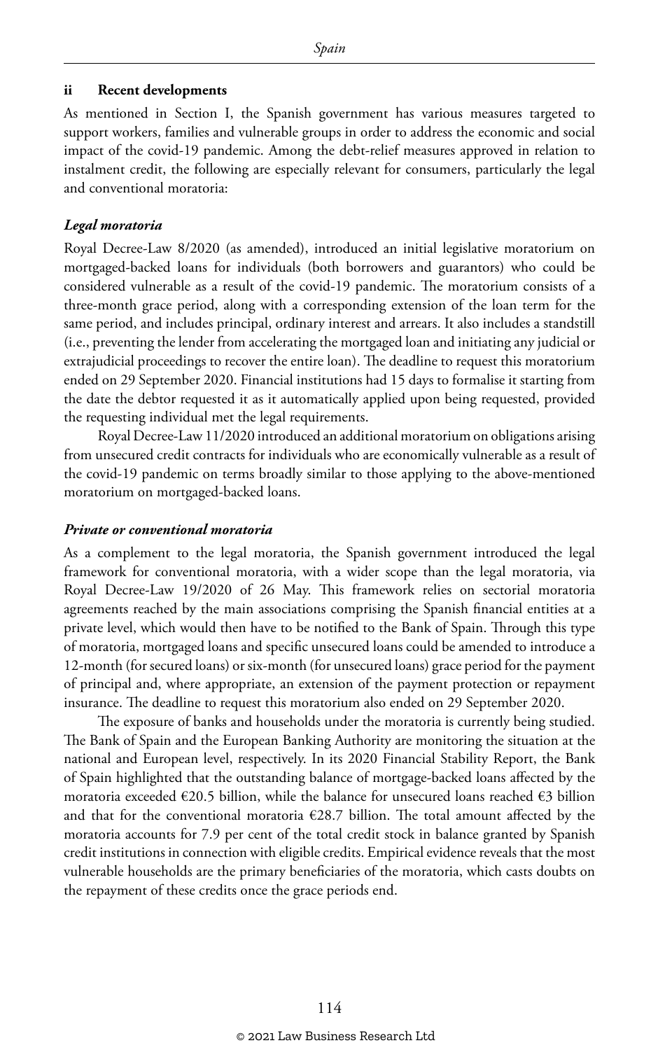### ii Recent developments

As mentioned in Section I, the Spanish government has various measures targeted to support workers, families and vulnerable groups in order to address the economic and social impact of the covid-19 pandemic. Among the debt-relief measures approved in relation to instalment credit, the following are especially relevant for consumers, particularly the legal and conventional moratoria:

#### *Legal moratoria*

Royal Decree-Law 8/2020 (as amended), introduced an initial legislative moratorium on mortgaged-backed loans for individuals (both borrowers and guarantors) who could be considered vulnerable as a result of the covid-19 pandemic. The moratorium consists of a three-month grace period, along with a corresponding extension of the loan term for the same period, and includes principal, ordinary interest and arrears. It also includes a standstill (i.e., preventing the lender from accelerating the mortgaged loan and initiating any judicial or extrajudicial proceedings to recover the entire loan). The deadline to request this moratorium ended on 29 September 2020. Financial institutions had 15 days to formalise it starting from the date the debtor requested it as it automatically applied upon being requested, provided the requesting individual met the legal requirements.

Royal Decree-Law 11/2020 introduced an additional moratorium on obligations arising from unsecured credit contracts for individuals who are economically vulnerable as a result of the covid-19 pandemic on terms broadly similar to those applying to the above-mentioned moratorium on mortgaged-backed loans.

#### *Private or conventional moratoria*

As a complement to the legal moratoria, the Spanish government introduced the legal framework for conventional moratoria, with a wider scope than the legal moratoria, via Royal Decree-Law 19/2020 of 26 May. This framework relies on sectorial moratoria agreements reached by the main associations comprising the Spanish financial entities at a private level, which would then have to be notified to the Bank of Spain. Through this type of moratoria, mortgaged loans and specific unsecured loans could be amended to introduce a 12-month (for secured loans) or six-month (for unsecured loans) grace period for the payment of principal and, where appropriate, an extension of the payment protection or repayment insurance. The deadline to request this moratorium also ended on 29 September 2020.

The exposure of banks and households under the moratoria is currently being studied. The Bank of Spain and the European Banking Authority are monitoring the situation at the national and European level, respectively. In its 2020 Financial Stability Report, the Bank of Spain highlighted that the outstanding balance of mortgage-backed loans affected by the moratoria exceeded €20.5 billion, while the balance for unsecured loans reached €3 billion and that for the conventional moratoria €28.7 billion. The total amount affected by the moratoria accounts for 7.9 per cent of the total credit stock in balance granted by Spanish credit institutions in connection with eligible credits. Empirical evidence reveals that the most vulnerable households are the primary beneficiaries of the moratoria, which casts doubts on the repayment of these credits once the grace periods end.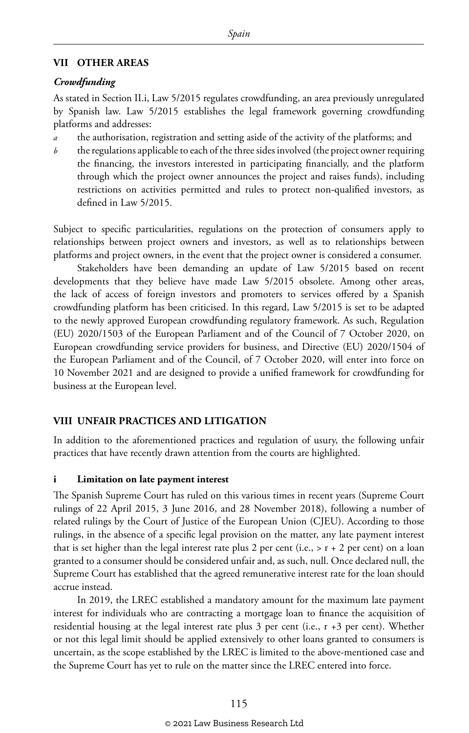## VII OTHER AREAS

### *Crowdfunding*

As stated in Section II.i, Law 5/2015 regulates crowdfunding, an area previously unregulated by Spanish law. Law 5/2015 establishes the legal framework governing crowdfunding platforms and addresses:

*a* the authorisation, registration and setting aside of the activity of the platforms; and

*b* the regulations applicable to each of the three sides involved (the project owner requiring the financing, the investors interested in participating financially, and the platform through which the project owner announces the project and raises funds), including restrictions on activities permitted and rules to protect non-qualified investors, as defined in Law 5/2015.

Subject to specific particularities, regulations on the protection of consumers apply to relationships between project owners and investors, as well as to relationships between platforms and project owners, in the event that the project owner is considered a consumer.

Stakeholders have been demanding an update of Law 5/2015 based on recent developments that they believe have made Law 5/2015 obsolete. Among other areas, the lack of access of foreign investors and promoters to services offered by a Spanish crowdfunding platform has been criticised. In this regard, Law 5/2015 is set to be adapted to the newly approved European crowdfunding regulatory framework. As such, Regulation (EU) 2020/1503 of the European Parliament and of the Council of 7 October 2020, on European crowdfunding service providers for business, and Directive (EU) 2020/1504 of the European Parliament and of the Council, of 7 October 2020, will enter into force on 10 November 2021 and are designed to provide a unified framework for crowdfunding for business at the European level.

## VIII UNFAIR PRACTICES AND LITIGATION

In addition to the aforementioned practices and regulation of usury, the following unfair practices that have recently drawn attention from the courts are highlighted.

### i Limitation on late payment interest

The Spanish Supreme Court has ruled on this various times in recent years (Supreme Court rulings of 22 April 2015, 3 June 2016, and 28 November 2018), following a number of related rulings by the Court of Justice of the European Union (CJEU). According to those rulings, in the absence of a specific legal provision on the matter, any late payment interest that is set higher than the legal interest rate plus 2 per cent (i.e., > r + 2 per cent) on a loan granted to a consumer should be considered unfair and, as such, null. Once declared null, the Supreme Court has established that the agreed remunerative interest rate for the loan should accrue instead.

In 2019, the LREC established a mandatory amount for the maximum late payment interest for individuals who are contracting a mortgage loan to finance the acquisition of residential housing at the legal interest rate plus 3 per cent (i.e., r +3 per cent). Whether or not this legal limit should be applied extensively to other loans granted to consumers is uncertain, as the scope established by the LREC is limited to the above-mentioned case and the Supreme Court has yet to rule on the matter since the LREC entered into force.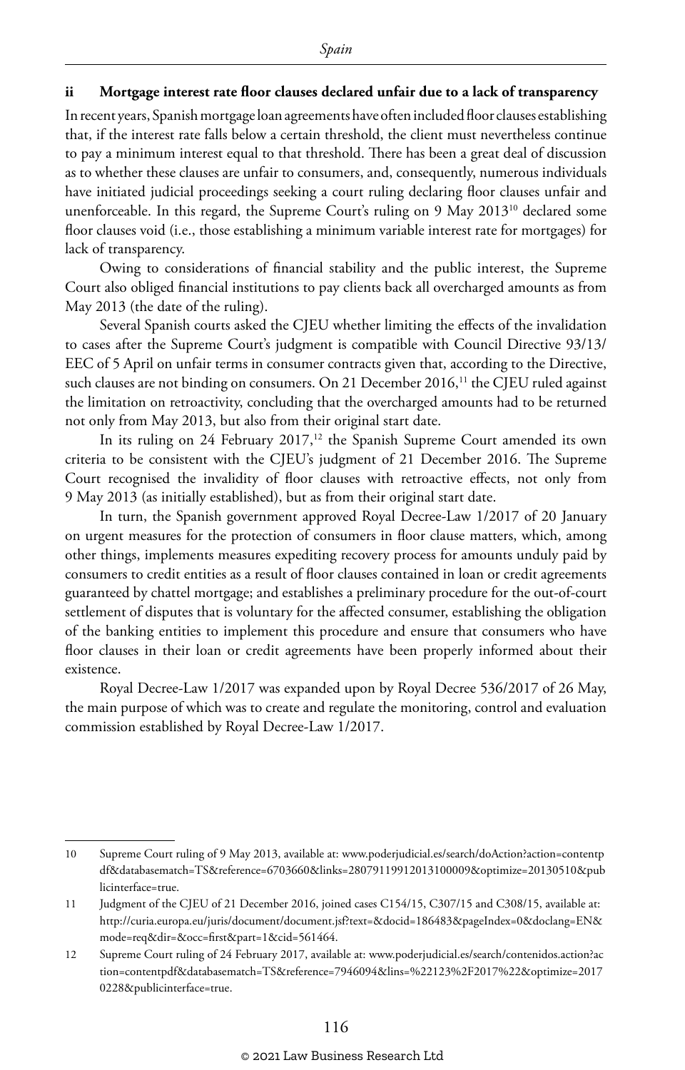### ii Mortgage interest rate floor clauses declared unfair due to a lack of transparency

In recent years, Spanish mortgage loan agreements have often included floor clauses establishing that, if the interest rate falls below a certain threshold, the client must nevertheless continue to pay a minimum interest equal to that threshold. There has been a great deal of discussion as to whether these clauses are unfair to consumers, and, consequently, numerous individuals have initiated judicial proceedings seeking a court ruling declaring floor clauses unfair and unenforceable. In this regard, the Supreme Court's ruling on 9 May 2013[10] declared some floor clauses void (i.e., those establishing a minimum variable interest rate for mortgages) for lack of transparency.

Owing to considerations of financial stability and the public interest, the Supreme Court also obliged financial institutions to pay clients back all overcharged amounts as from May 2013 (the date of the ruling).

Several Spanish courts asked the CJEU whether limiting the effects of the invalidation to cases after the Supreme Court's judgment is compatible with Council Directive 93/13/EEC of 5 April on unfair terms in consumer contracts given that, according to the Directive, such clauses are not binding on consumers. On 21 December 2016,[11] the CJEU ruled against the limitation on retroactivity, concluding that the overcharged amounts had to be returned not only from May 2013, but also from their original start date.

In its ruling on 24 February 2017,[12] the Spanish Supreme Court amended its own criteria to be consistent with the CJEU's judgment of 21 December 2016. The Supreme Court recognised the invalidity of floor clauses with retroactive effects, not only from 9 May 2013 (as initially established), but as from their original start date.

In turn, the Spanish government approved Royal Decree-Law 1/2017 of 20 January on urgent measures for the protection of consumers in floor clause matters, which, among other things, implements measures expediting recovery process for amounts unduly paid by consumers to credit entities as a result of floor clauses contained in loan or credit agreements guaranteed by chattel mortgage; and establishes a preliminary procedure for the out-of-court settlement of disputes that is voluntary for the affected consumer, establishing the obligation of the banking entities to implement this procedure and ensure that consumers who have floor clauses in their loan or credit agreements have been properly informed about their existence.

Royal Decree-Law 1/2017 was expanded upon by Royal Decree 536/2017 of 26 May, the main purpose of which was to create and regulate the monitoring, control and evaluation commission established by Royal Decree-Law 1/2017.

---

10 Supreme Court ruling of 9 May 2013, available at: www.poderjudicial.es/search/doAction?action=contentpdf&databasematch=TS&reference=6703660&links=28079119912013100009&optimize=20130510&publicinterface=true.

11 Judgment of the CJEU of 21 December 2016, joined cases C154/15, C307/15 and C308/15, available at: http://curia.europa.eu/juris/document/document.jsf?text=&docid=186483&pageIndex=0&doclang=EN&mode=req&dir=&occ=first&part=1&cid=561464.

12 Supreme Court ruling of 24 February 2017, available at: www.poderjudicial.es/search/contenidos.action?action=contentpdf&databasematch=TS&reference=7946094&lins=%22123%2F2017%22&optimize=20170228&publicinterface=true.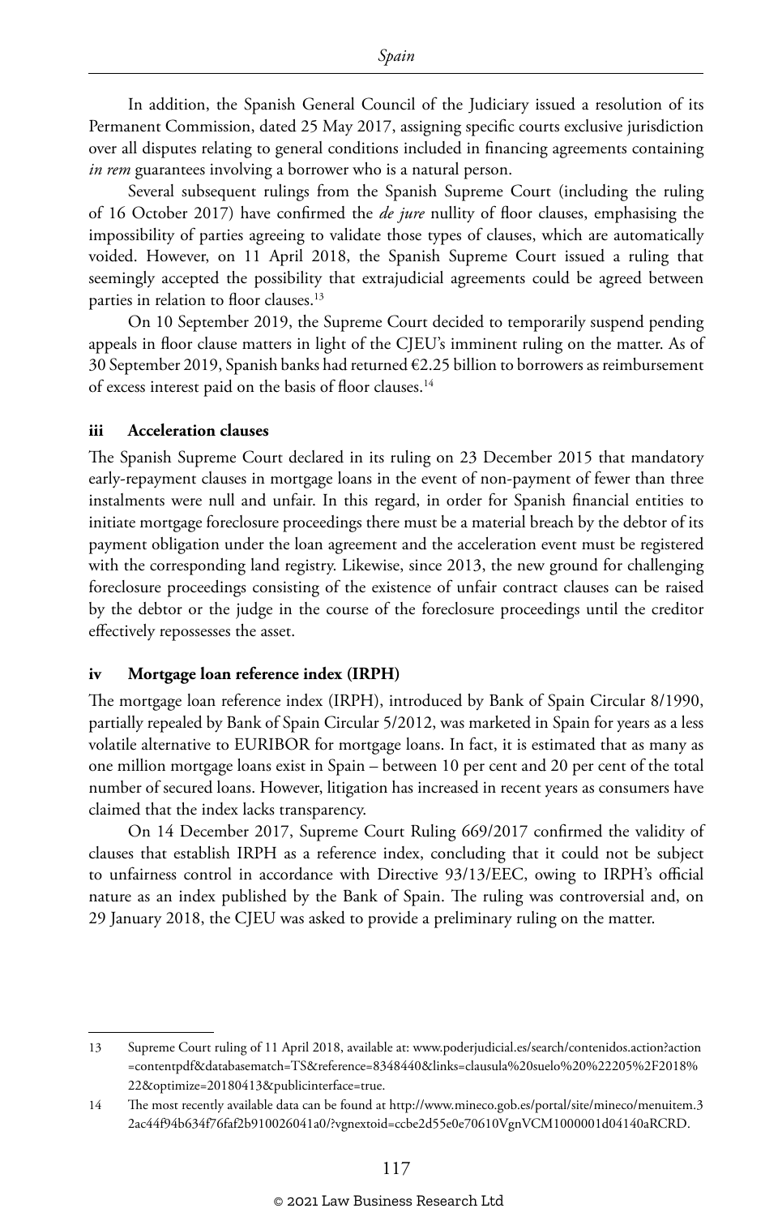In addition, the Spanish General Council of the Judiciary issued a resolution of its Permanent Commission, dated 25 May 2017, assigning specific courts exclusive jurisdiction over all disputes relating to general conditions included in financing agreements containing *in rem* guarantees involving a borrower who is a natural person.

Several subsequent rulings from the Spanish Supreme Court (including the ruling of 16 October 2017) have confirmed the *de jure* nullity of floor clauses, emphasising the impossibility of parties agreeing to validate those types of clauses, which are automatically voided. However, on 11 April 2018, the Spanish Supreme Court issued a ruling that seemingly accepted the possibility that extrajudicial agreements could be agreed between parties in relation to floor clauses.[13]

On 10 September 2019, the Supreme Court decided to temporarily suspend pending appeals in floor clause matters in light of the CJEU's imminent ruling on the matter. As of 30 September 2019, Spanish banks had returned €2.25 billion to borrowers as reimbursement of excess interest paid on the basis of floor clauses.[14]

### iii Acceleration clauses

The Spanish Supreme Court declared in its ruling on 23 December 2015 that mandatory early-repayment clauses in mortgage loans in the event of non-payment of fewer than three instalments were null and unfair. In this regard, in order for Spanish financial entities to initiate mortgage foreclosure proceedings there must be a material breach by the debtor of its payment obligation under the loan agreement and the acceleration event must be registered with the corresponding land registry. Likewise, since 2013, the new ground for challenging foreclosure proceedings consisting of the existence of unfair contract clauses can be raised by the debtor or the judge in the course of the foreclosure proceedings until the creditor effectively repossesses the asset.

### iv Mortgage loan reference index (IRPH)

The mortgage loan reference index (IRPH), introduced by Bank of Spain Circular 8/1990, partially repealed by Bank of Spain Circular 5/2012, was marketed in Spain for years as a less volatile alternative to EURIBOR for mortgage loans. In fact, it is estimated that as many as one million mortgage loans exist in Spain – between 10 per cent and 20 per cent of the total number of secured loans. However, litigation has increased in recent years as consumers have claimed that the index lacks transparency.

On 14 December 2017, Supreme Court Ruling 669/2017 confirmed the validity of clauses that establish IRPH as a reference index, concluding that it could not be subject to unfairness control in accordance with Directive 93/13/EEC, owing to IRPH's official nature as an index published by the Bank of Spain. The ruling was controversial and, on 29 January 2018, the CJEU was asked to provide a preliminary ruling on the matter.

---

13 Supreme Court ruling of 11 April 2018, available at: www.poderjudicial.es/search/contenidos.action?action=contentpdf&databasematch=TS&reference=8348440&links=clausula%20suelo%20%22205%2F2018%22&optimize=20180413&publicinterface=true.

14 The most recently available data can be found at http://www.mineco.gob.es/portal/site/mineco/menuitem.32ac44f94b634f76faf2b910026041a0/?vgnextoid=ccbe2d55e0e70610VgnVCM1000001d04140aRCRD.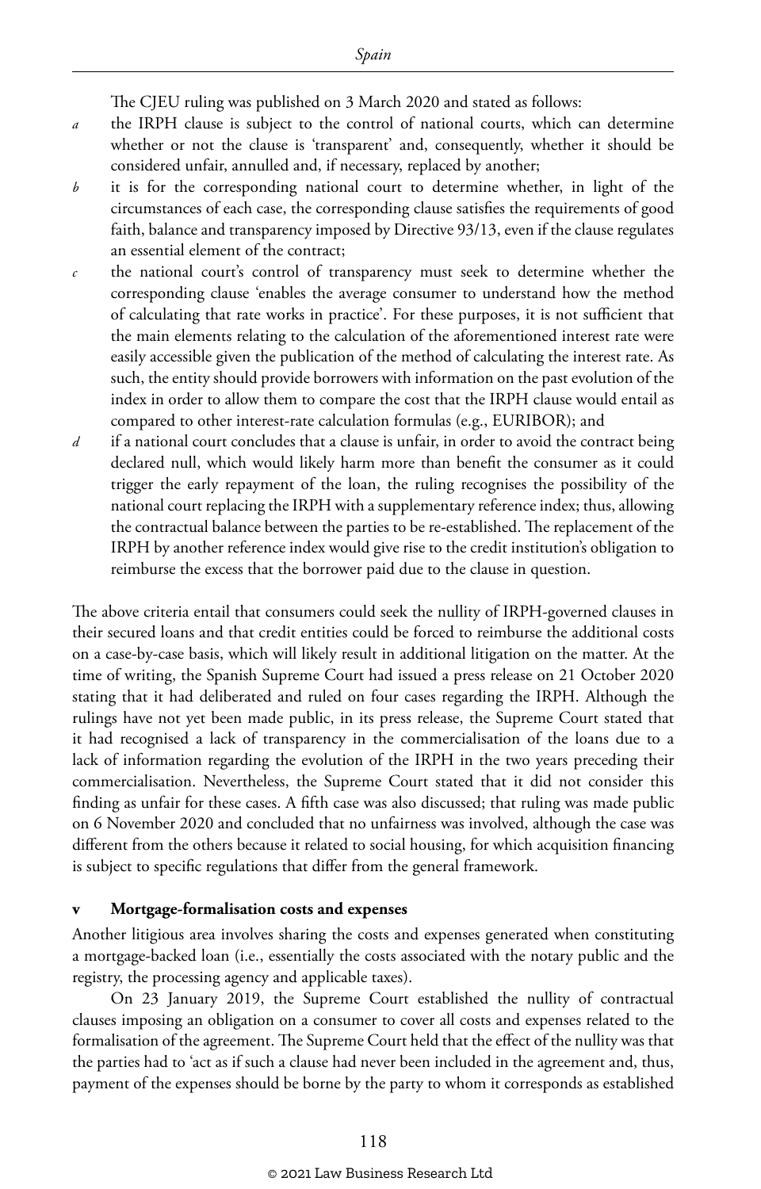The CJEU ruling was published on 3 March 2020 and stated as follows:

*a* the IRPH clause is subject to the control of national courts, which can determine whether or not the clause is 'transparent' and, consequently, whether it should be considered unfair, annulled and, if necessary, replaced by another;

*b* it is for the corresponding national court to determine whether, in light of the circumstances of each case, the corresponding clause satisfies the requirements of good faith, balance and transparency imposed by Directive 93/13, even if the clause regulates an essential element of the contract;

*c* the national court's control of transparency must seek to determine whether the corresponding clause 'enables the average consumer to understand how the method of calculating that rate works in practice'. For these purposes, it is not sufficient that the main elements relating to the calculation of the aforementioned interest rate were easily accessible given the publication of the method of calculating the interest rate. As such, the entity should provide borrowers with information on the past evolution of the index in order to allow them to compare the cost that the IRPH clause would entail as compared to other interest-rate calculation formulas (e.g., EURIBOR); and

*d* if a national court concludes that a clause is unfair, in order to avoid the contract being declared null, which would likely harm more than benefit the consumer as it could trigger the early repayment of the loan, the ruling recognises the possibility of the national court replacing the IRPH with a supplementary reference index; thus, allowing the contractual balance between the parties to be re-established. The replacement of the IRPH by another reference index would give rise to the credit institution's obligation to reimburse the excess that the borrower paid due to the clause in question.

The above criteria entail that consumers could seek the nullity of IRPH-governed clauses in their secured loans and that credit entities could be forced to reimburse the additional costs on a case-by-case basis, which will likely result in additional litigation on the matter. At the time of writing, the Spanish Supreme Court had issued a press release on 21 October 2020 stating that it had deliberated and ruled on four cases regarding the IRPH. Although the rulings have not yet been made public, in its press release, the Supreme Court stated that it had recognised a lack of transparency in the commercialisation of the loans due to a lack of information regarding the evolution of the IRPH in the two years preceding their commercialisation. Nevertheless, the Supreme Court stated that it did not consider this finding as unfair for these cases. A fifth case was also discussed; that ruling was made public on 6 November 2020 and concluded that no unfairness was involved, although the case was different from the others because it related to social housing, for which acquisition financing is subject to specific regulations that differ from the general framework.

### v Mortgage-formalisation costs and expenses

Another litigious area involves sharing the costs and expenses generated when constituting a mortgage-backed loan (i.e., essentially the costs associated with the notary public and the registry, the processing agency and applicable taxes).

On 23 January 2019, the Supreme Court established the nullity of contractual clauses imposing an obligation on a consumer to cover all costs and expenses related to the formalisation of the agreement. The Supreme Court held that the effect of the nullity was that the parties had to 'act as if such a clause had never been included in the agreement and, thus, payment of the expenses should be borne by the party to whom it corresponds as established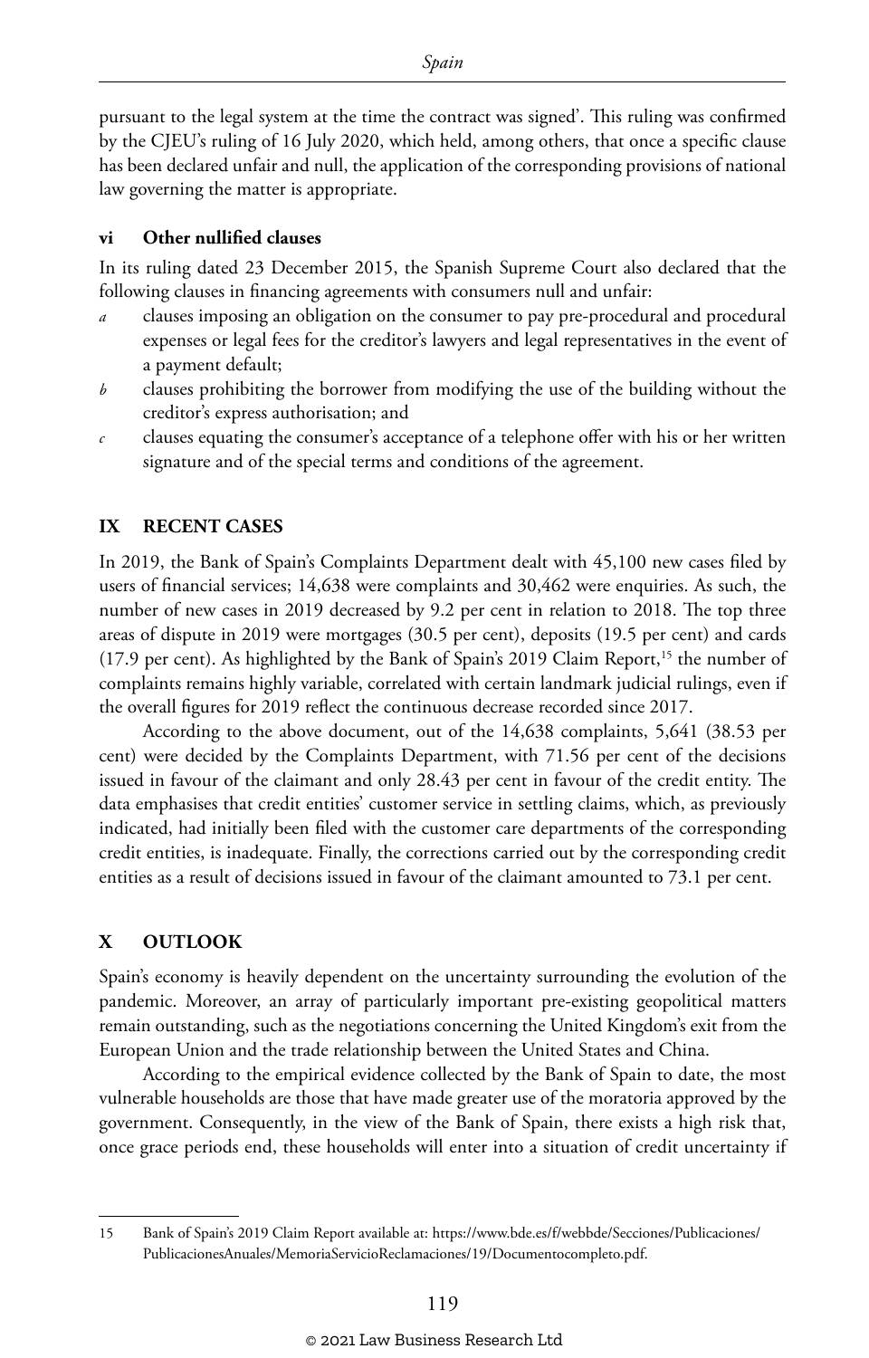pursuant to the legal system at the time the contract was signed'. This ruling was confirmed by the CJEU's ruling of 16 July 2020, which held, among others, that once a specific clause has been declared unfair and null, the application of the corresponding provisions of national law governing the matter is appropriate.

### vi Other nullified clauses

In its ruling dated 23 December 2015, the Spanish Supreme Court also declared that the following clauses in financing agreements with consumers null and unfair:

*a* clauses imposing an obligation on the consumer to pay pre-procedural and procedural expenses or legal fees for the creditor's lawyers and legal representatives in the event of a payment default;

*b* clauses prohibiting the borrower from modifying the use of the building without the creditor's express authorisation; and

*c* clauses equating the consumer's acceptance of a telephone offer with his or her written signature and of the special terms and conditions of the agreement.

## IX RECENT CASES

In 2019, the Bank of Spain's Complaints Department dealt with 45,100 new cases filed by users of financial services; 14,638 were complaints and 30,462 were enquiries. As such, the number of new cases in 2019 decreased by 9.2 per cent in relation to 2018. The top three areas of dispute in 2019 were mortgages (30.5 per cent), deposits (19.5 per cent) and cards (17.9 per cent). As highlighted by the Bank of Spain's 2019 Claim Report,[15] the number of complaints remains highly variable, correlated with certain landmark judicial rulings, even if the overall figures for 2019 reflect the continuous decrease recorded since 2017.

According to the above document, out of the 14,638 complaints, 5,641 (38.53 per cent) were decided by the Complaints Department, with 71.56 per cent of the decisions issued in favour of the claimant and only 28.43 per cent in favour of the credit entity. The data emphasises that credit entities' customer service in settling claims, which, as previously indicated, had initially been filed with the customer care departments of the corresponding credit entities, is inadequate. Finally, the corrections carried out by the corresponding credit entities as a result of decisions issued in favour of the claimant amounted to 73.1 per cent.

## X OUTLOOK

Spain's economy is heavily dependent on the uncertainty surrounding the evolution of the pandemic. Moreover, an array of particularly important pre-existing geopolitical matters remain outstanding, such as the negotiations concerning the United Kingdom's exit from the European Union and the trade relationship between the United States and China.

According to the empirical evidence collected by the Bank of Spain to date, the most vulnerable households are those that have made greater use of the moratoria approved by the government. Consequently, in the view of the Bank of Spain, there exists a high risk that, once grace periods end, these households will enter into a situation of credit uncertainty if

---

15 Bank of Spain's 2019 Claim Report available at: https://www.bde.es/f/webbde/Secciones/Publicaciones/PublicacionesAnuales/MemoriaServicioReclamaciones/19/Documentocompleto.pdf.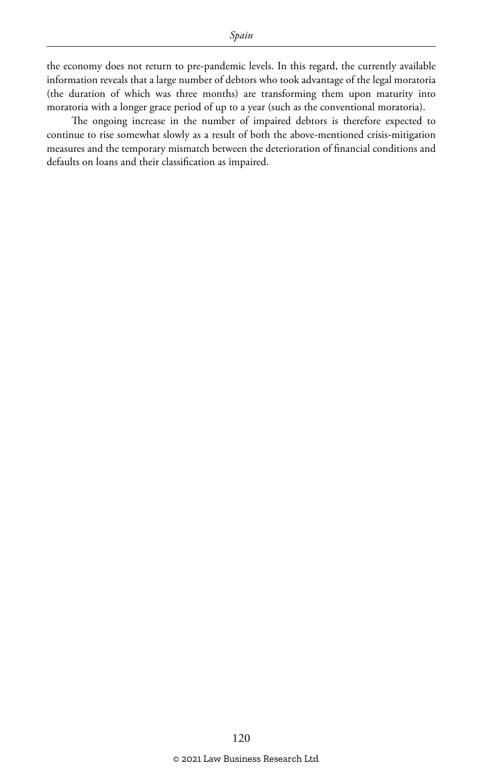the economy does not return to pre-pandemic levels. In this regard, the currently available information reveals that a large number of debtors who took advantage of the legal moratoria (the duration of which was three months) are transforming them upon maturity into moratoria with a longer grace period of up to a year (such as the conventional moratoria).

The ongoing increase in the number of impaired debtors is therefore expected to continue to rise somewhat slowly as a result of both the above-mentioned crisis-mitigation measures and the temporary mismatch between the deterioration of financial conditions and defaults on loans and their classification as impaired.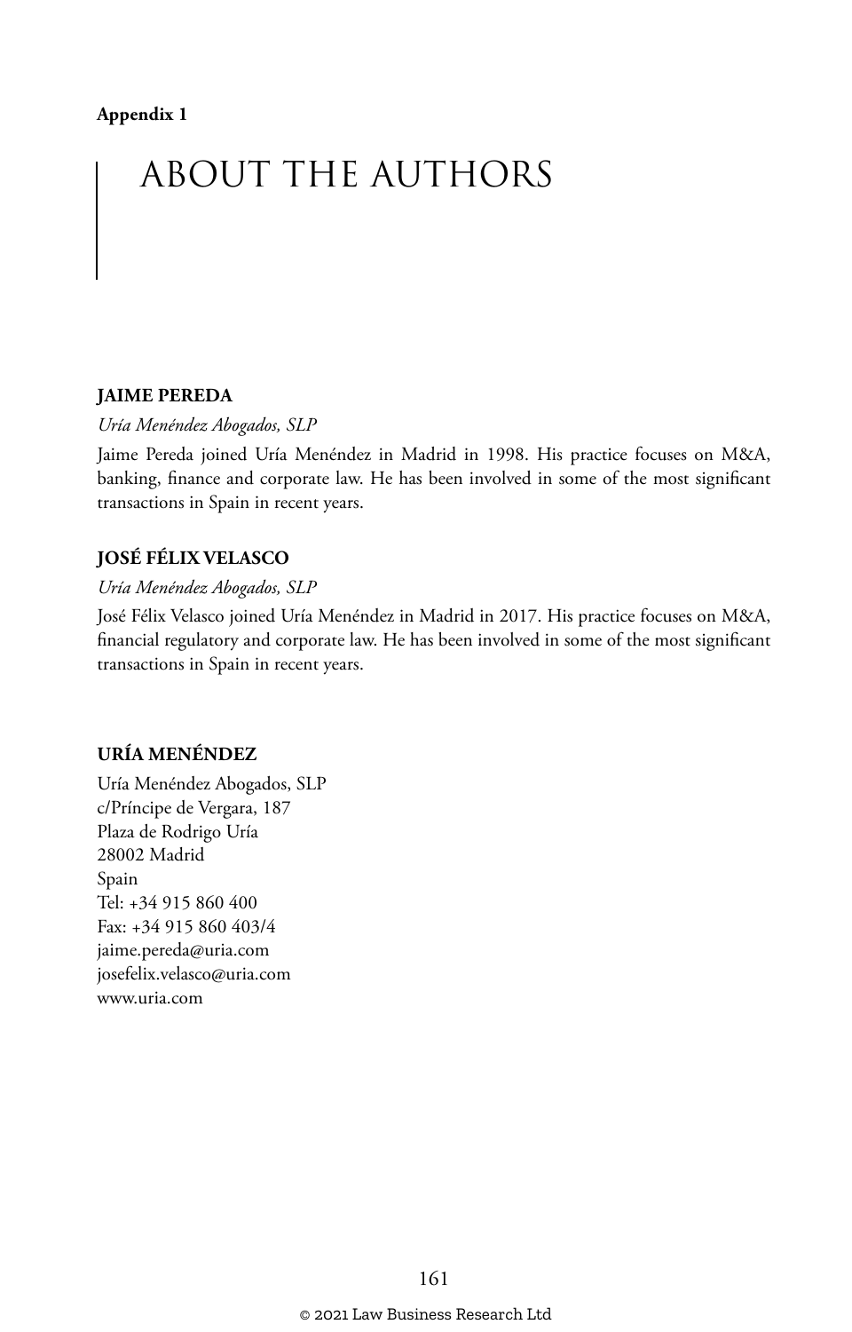**Appendix 1**

# ABOUT THE AUTHORS

## JAIME PEREDA

*Uría Menéndez Abogados, SLP*

Jaime Pereda joined Uría Menéndez in Madrid in 1998. His practice focuses on M&A, banking, finance and corporate law. He has been involved in some of the most significant transactions in Spain in recent years.

## JOSÉ FÉLIX VELASCO

*Uría Menéndez Abogados, SLP*

José Félix Velasco joined Uría Menéndez in Madrid in 2017. His practice focuses on M&A, financial regulatory and corporate law. He has been involved in some of the most significant transactions in Spain in recent years.

## URÍA MENÉNDEZ

Uría Menéndez Abogados, SLP
c/Príncipe de Vergara, 187
Plaza de Rodrigo Uría
28002 Madrid
Spain
Tel: +34 915 860 400
Fax: +34 915 860 403/4
jaime.pereda@uria.com
josefelix.velasco@uria.com
www.uria.com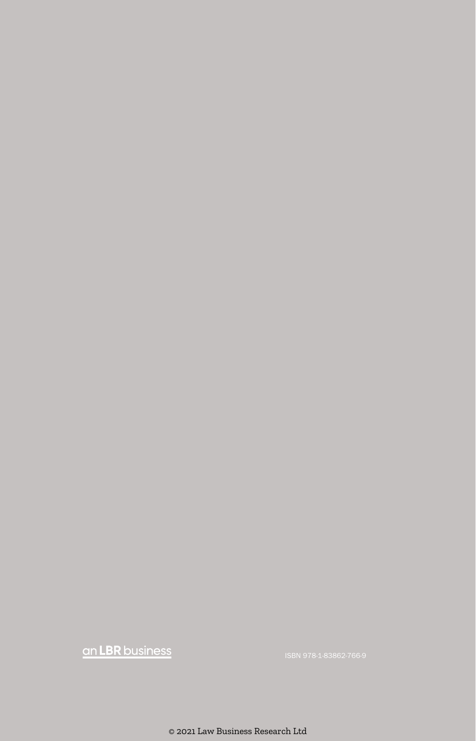an LBR business

ISBN 978-1-83862-766-9

© 2021 Law Business Research Ltd